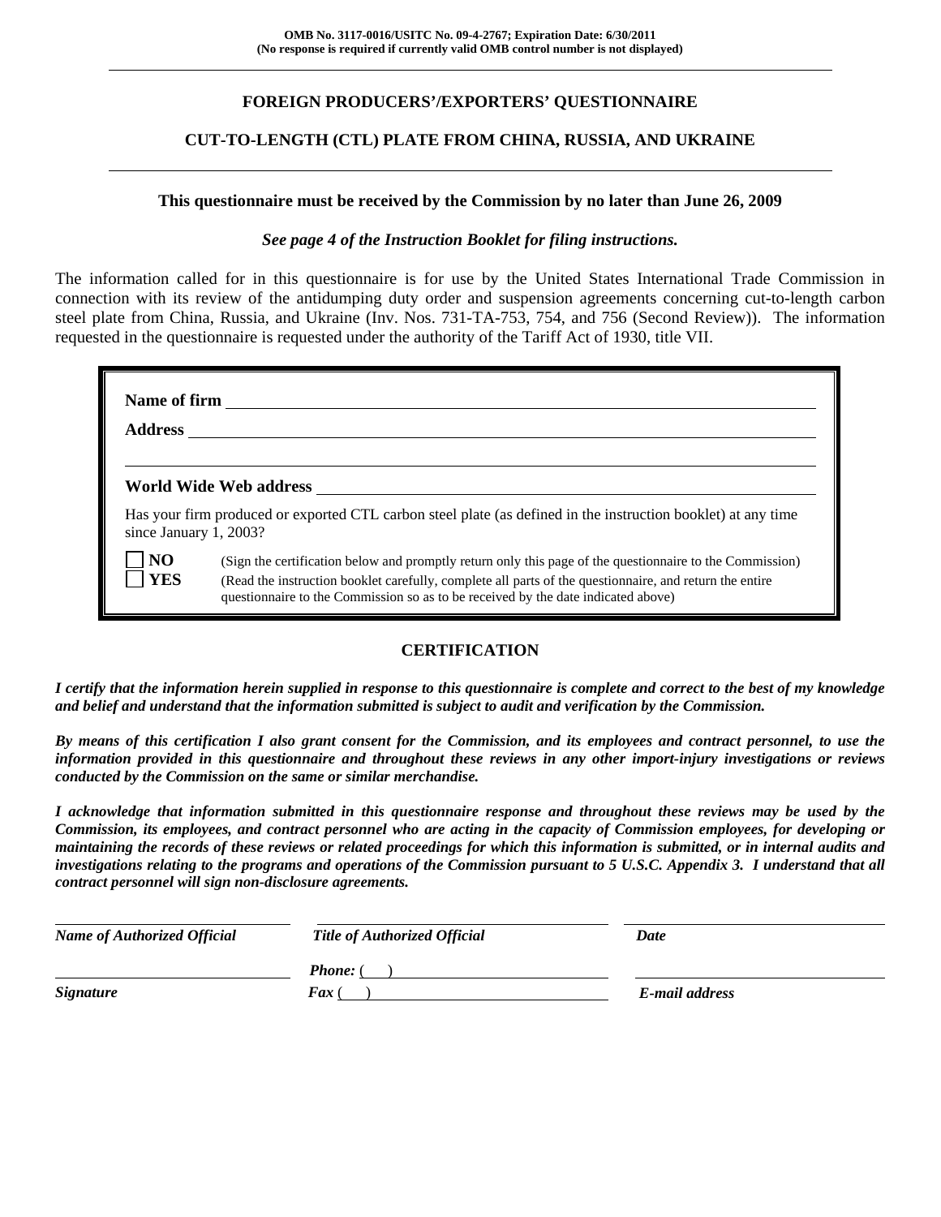**OMB No. 3117-0016/USITC No. 09-4-2767; Expiration Date: 6/30/2011**
**(No response is required if currently valid OMB control number is not displayed)**

---

## FOREIGN PRODUCERS'/EXPORTERS' QUESTIONNAIRE

## CUT-TO-LENGTH (CTL) PLATE FROM CHINA, RUSSIA, AND UKRAINE

---

**This questionnaire must be received by the Commission by no later than June 26, 2009**

***See page 4 of the Instruction Booklet for filing instructions.***

The information called for in this questionnaire is for use by the United States International Trade Commission in connection with its review of the antidumping duty order and suspension agreements concerning cut-to-length carbon steel plate from China, Russia, and Ukraine (Inv. Nos. 731-TA-753, 754, and 756 (Second Review)). The information requested in the questionnaire is requested under the authority of the Tariff Act of 1930, title VII.

**Name of firm** \_\_\_\_\_\_\_\_\_\_\_\_\_\_\_\_\_\_\_\_\_\_\_\_\_\_\_\_\_\_\_\_\_\_\_\_\_\_\_\_

**Address** \_\_\_\_\_\_\_\_\_\_\_\_\_\_\_\_\_\_\_\_\_\_\_\_\_\_\_\_\_\_\_\_\_\_\_\_\_\_\_\_

\_\_\_\_\_\_\_\_\_\_\_\_\_\_\_\_\_\_\_\_\_\_\_\_\_\_\_\_\_\_\_\_\_\_\_\_\_\_\_\_

**World Wide Web address** \_\_\_\_\_\_\_\_\_\_\_\_\_\_\_\_\_\_\_\_\_\_\_\_\_\_\_\_\_\_\_\_\_\_\_\_\_\_\_\_

Has your firm produced or exported CTL carbon steel plate (as defined in the instruction booklet) at any time since January 1, 2003?

- ☐ **NO** (Sign the certification below and promptly return only this page of the questionnaire to the Commission)
- ☐ **YES** (Read the instruction booklet carefully, complete all parts of the questionnaire, and return the entire questionnaire to the Commission so as to be received by the date indicated above)

## CERTIFICATION

***I certify that the information herein supplied in response to this questionnaire is complete and correct to the best of my knowledge and belief and understand that the information submitted is subject to audit and verification by the Commission.***

***By means of this certification I also grant consent for the Commission, and its employees and contract personnel, to use the information provided in this questionnaire and throughout these reviews in any other import-injury investigations or reviews conducted by the Commission on the same or similar merchandise.***

***I acknowledge that information submitted in this questionnaire response and throughout these reviews may be used by the Commission, its employees, and contract personnel who are acting in the capacity of Commission employees, for developing or maintaining the records of these reviews or related proceedings for which this information is submitted, or in internal audits and investigations relating to the programs and operations of the Commission pursuant to 5 U.S.C. Appendix 3. I understand that all contract personnel will sign non-disclosure agreements.***

| \_\_\_\_\_\_\_\_\_\_\_\_\_\_\_\_\_\_\_\_ | \_\_\_\_\_\_\_\_\_\_\_\_\_\_\_\_\_\_\_\_ | \_\_\_\_\_\_\_\_\_\_\_\_\_\_\_\_\_\_\_\_ |
|---|---|---|
| ***Name of Authorized Official*** | ***Title of Authorized Official*** | ***Date*** |
| \_\_\_\_\_\_\_\_\_\_\_\_\_\_\_\_\_\_\_\_ | ***Phone:*** ( ) \_\_\_\_\_\_\_\_\_\_\_\_ | \_\_\_\_\_\_\_\_\_\_\_\_\_\_\_\_\_\_\_\_ |
| ***Signature*** | ***Fax*** ( ) \_\_\_\_\_\_\_\_\_\_\_\_ | ***E-mail address*** |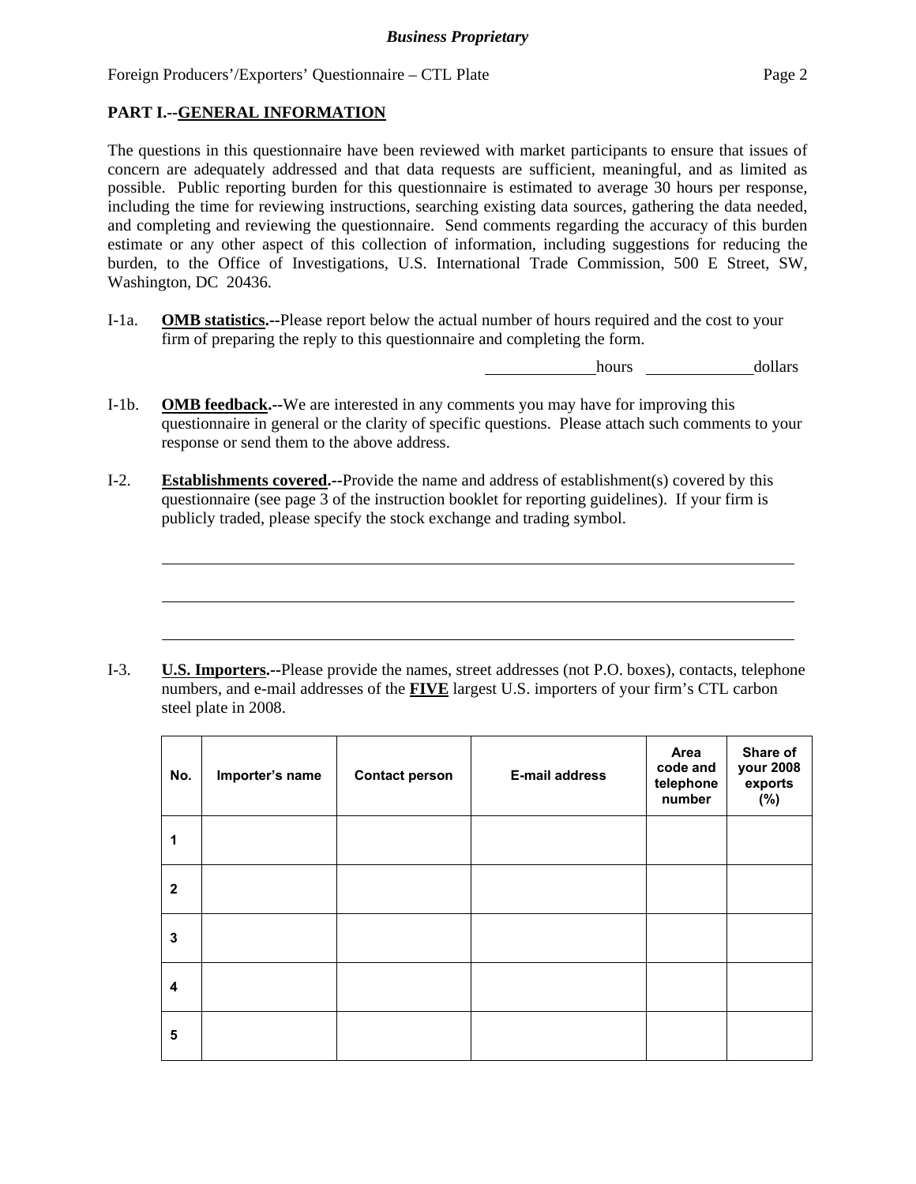## PART I.--GENERAL INFORMATION

The questions in this questionnaire have been reviewed with market participants to ensure that issues of concern are adequately addressed and that data requests are sufficient, meaningful, and as limited as possible. Public reporting burden for this questionnaire is estimated to average 30 hours per response, including the time for reviewing instructions, searching existing data sources, gathering the data needed, and completing and reviewing the questionnaire. Send comments regarding the accuracy of this burden estimate or any other aspect of this collection of information, including suggestions for reducing the burden, to the Office of Investigations, U.S. International Trade Commission, 500 E Street, SW, Washington, DC 20436.

I-1a. **OMB statistics.**--Please report below the actual number of hours required and the cost to your firm of preparing the reply to this questionnaire and completing the form.

______________hours ______________dollars

I-1b. **OMB feedback.**--We are interested in any comments you may have for improving this questionnaire in general or the clarity of specific questions. Please attach such comments to your response or send them to the above address.

I-2. **Establishments covered.**--Provide the name and address of establishment(s) covered by this questionnaire (see page 3 of the instruction booklet for reporting guidelines). If your firm is publicly traded, please specify the stock exchange and trading symbol.

______________________________________________________________________________

______________________________________________________________________________

______________________________________________________________________________

I-3. **U.S. Importers.**--Please provide the names, street addresses (not P.O. boxes), contacts, telephone numbers, and e-mail addresses of the **FIVE** largest U.S. importers of your firm's CTL carbon steel plate in 2008.

| No. | Importer's name | Contact person | E-mail address | Area code and telephone number | Share of your 2008 exports (%) |
|---|---|---|---|---|---|
| 1 | | | | | |
| 2 | | | | | |
| 3 | | | | | |
| 4 | | | | | |
| 5 | | | | | |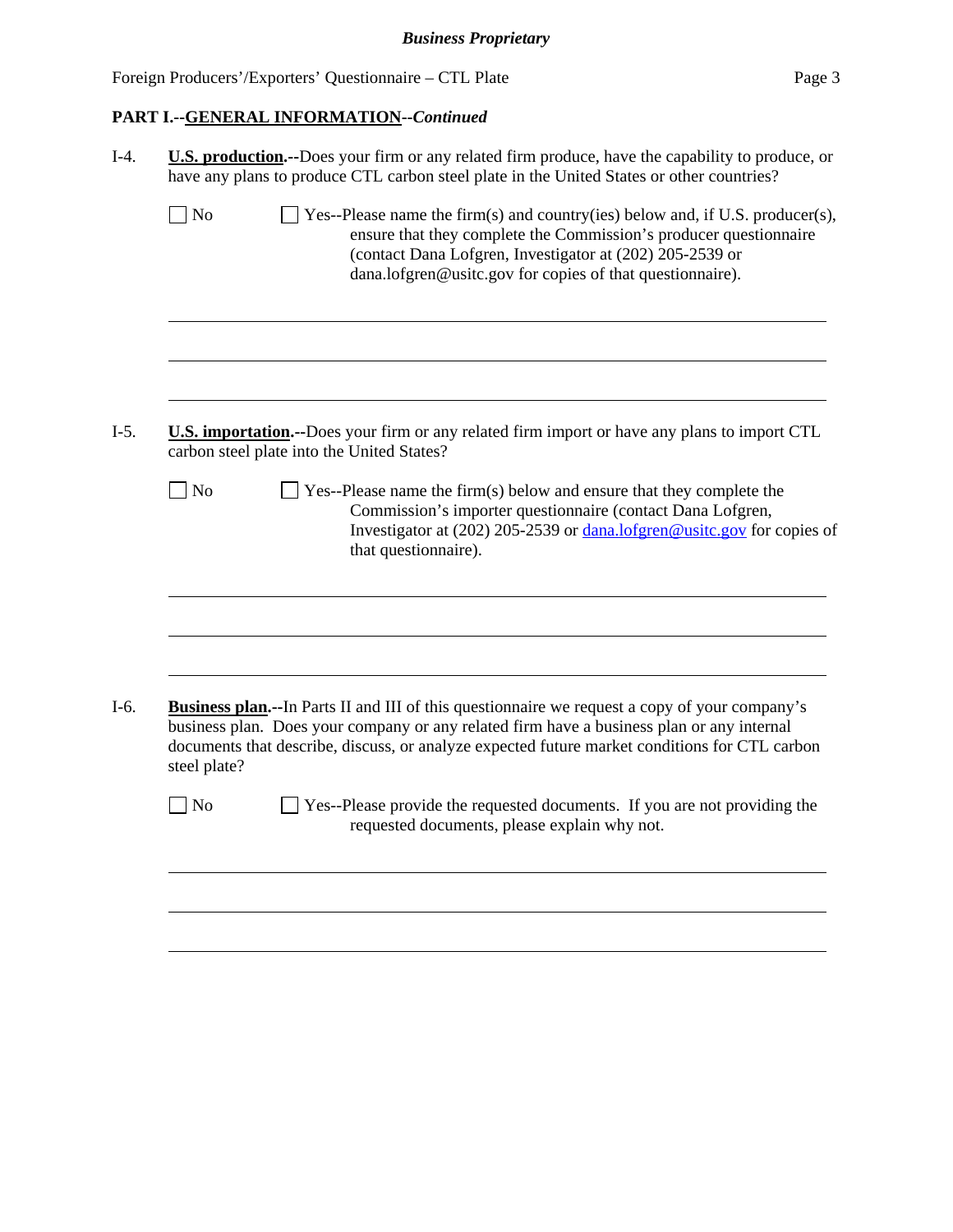## PART I.--GENERAL INFORMATION--*Continued*

I-4. **U.S. production.**--Does your firm or any related firm produce, have the capability to produce, or have any plans to produce CTL carbon steel plate in the United States or other countries?

☐ No ☐ Yes--Please name the firm(s) and country(ies) below and, if U.S. producer(s), ensure that they complete the Commission's producer questionnaire (contact Dana Lofgren, Investigator at (202) 205-2539 or dana.lofgren@usitc.gov for copies of that questionnaire).

\_\_\_\_\_\_\_\_\_\_\_\_\_\_\_\_\_\_\_\_\_\_\_\_\_\_\_\_\_\_\_\_\_\_\_\_\_\_\_\_\_\_\_\_\_\_\_\_\_\_\_\_\_\_\_\_\_\_\_\_

\_\_\_\_\_\_\_\_\_\_\_\_\_\_\_\_\_\_\_\_\_\_\_\_\_\_\_\_\_\_\_\_\_\_\_\_\_\_\_\_\_\_\_\_\_\_\_\_\_\_\_\_\_\_\_\_\_\_\_\_

\_\_\_\_\_\_\_\_\_\_\_\_\_\_\_\_\_\_\_\_\_\_\_\_\_\_\_\_\_\_\_\_\_\_\_\_\_\_\_\_\_\_\_\_\_\_\_\_\_\_\_\_\_\_\_\_\_\_\_\_

I-5. **U.S. importation.**--Does your firm or any related firm import or have any plans to import CTL carbon steel plate into the United States?

☐ No ☐ Yes--Please name the firm(s) below and ensure that they complete the Commission's importer questionnaire (contact Dana Lofgren, Investigator at (202) 205-2539 or dana.lofgren@usitc.gov for copies of that questionnaire).

\_\_\_\_\_\_\_\_\_\_\_\_\_\_\_\_\_\_\_\_\_\_\_\_\_\_\_\_\_\_\_\_\_\_\_\_\_\_\_\_\_\_\_\_\_\_\_\_\_\_\_\_\_\_\_\_\_\_\_\_

\_\_\_\_\_\_\_\_\_\_\_\_\_\_\_\_\_\_\_\_\_\_\_\_\_\_\_\_\_\_\_\_\_\_\_\_\_\_\_\_\_\_\_\_\_\_\_\_\_\_\_\_\_\_\_\_\_\_\_\_

\_\_\_\_\_\_\_\_\_\_\_\_\_\_\_\_\_\_\_\_\_\_\_\_\_\_\_\_\_\_\_\_\_\_\_\_\_\_\_\_\_\_\_\_\_\_\_\_\_\_\_\_\_\_\_\_\_\_\_\_

I-6. **Business plan.**--In Parts II and III of this questionnaire we request a copy of your company's business plan. Does your company or any related firm have a business plan or any internal documents that describe, discuss, or analyze expected future market conditions for CTL carbon steel plate?

☐ No ☐ Yes--Please provide the requested documents. If you are not providing the requested documents, please explain why not.

\_\_\_\_\_\_\_\_\_\_\_\_\_\_\_\_\_\_\_\_\_\_\_\_\_\_\_\_\_\_\_\_\_\_\_\_\_\_\_\_\_\_\_\_\_\_\_\_\_\_\_\_\_\_\_\_\_\_\_\_

\_\_\_\_\_\_\_\_\_\_\_\_\_\_\_\_\_\_\_\_\_\_\_\_\_\_\_\_\_\_\_\_\_\_\_\_\_\_\_\_\_\_\_\_\_\_\_\_\_\_\_\_\_\_\_\_\_\_\_\_

\_\_\_\_\_\_\_\_\_\_\_\_\_\_\_\_\_\_\_\_\_\_\_\_\_\_\_\_\_\_\_\_\_\_\_\_\_\_\_\_\_\_\_\_\_\_\_\_\_\_\_\_\_\_\_\_\_\_\_\_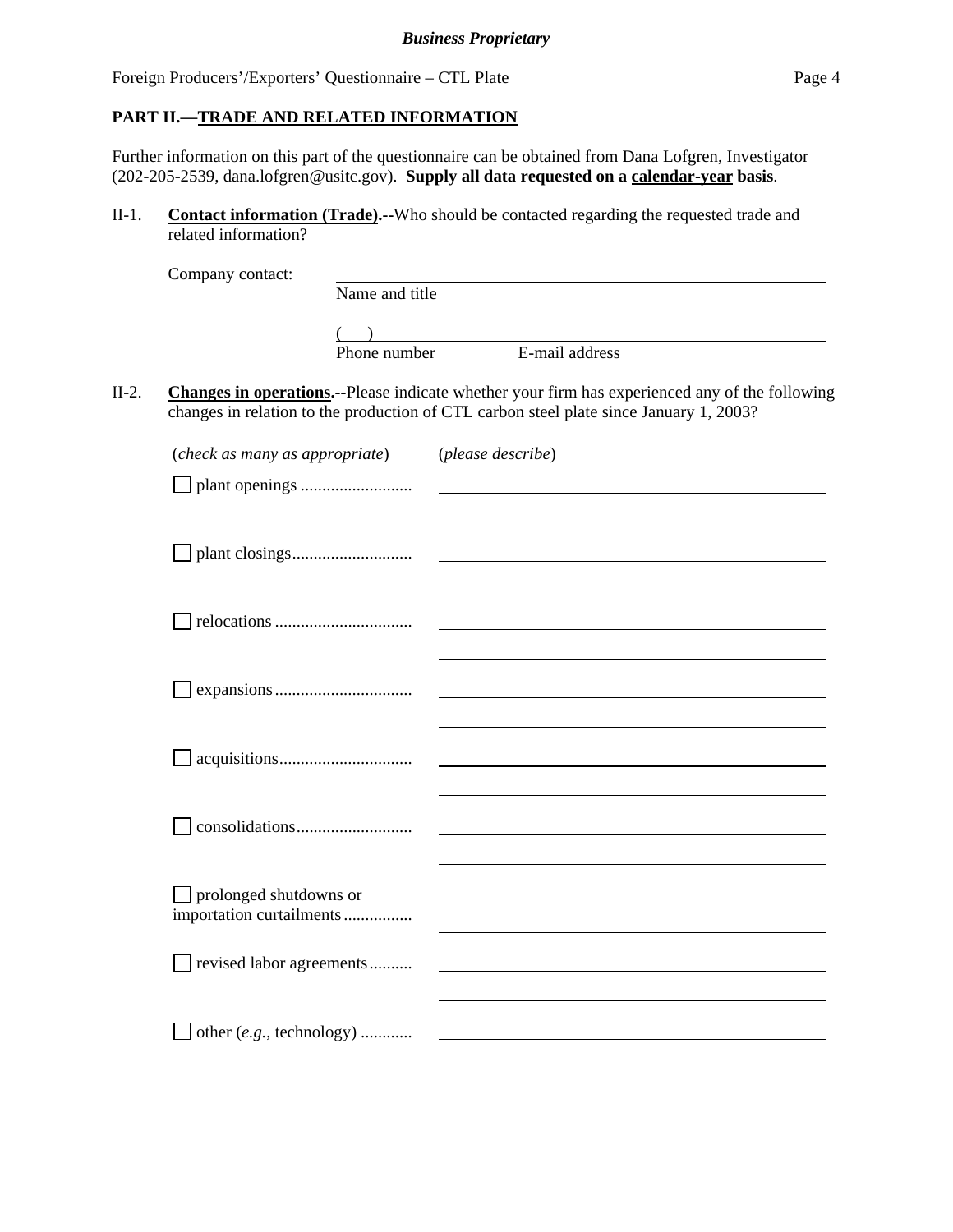## PART II.—TRADE AND RELATED INFORMATION

Further information on this part of the questionnaire can be obtained from Dana Lofgren, Investigator (202-205-2539, dana.lofgren@usitc.gov). **Supply all data requested on a calendar-year basis**.

II-1. **Contact information (Trade).--**Who should be contacted regarding the requested trade and related information?

Company contact: ____________________________________________
Name and title

( ) ____________________________________________
Phone number E-mail address

II-2. **Changes in operations.--**Please indicate whether your firm has experienced any of the following changes in relation to the production of CTL carbon steel plate since January 1, 2003?

| (*check as many as appropriate*) | (*please describe*) |
|---|---|
| ☐ plant openings .......................... | |
| ☐ plant closings............................ | |
| ☐ relocations ................................ | |
| ☐ expansions................................ | |
| ☐ acquisitions............................... | |
| ☐ consolidations........................... | |
| ☐ prolonged shutdowns or importation curtailments................ | |
| ☐ revised labor agreements.......... | |
| ☐ other (*e.g.*, technology) ............ | |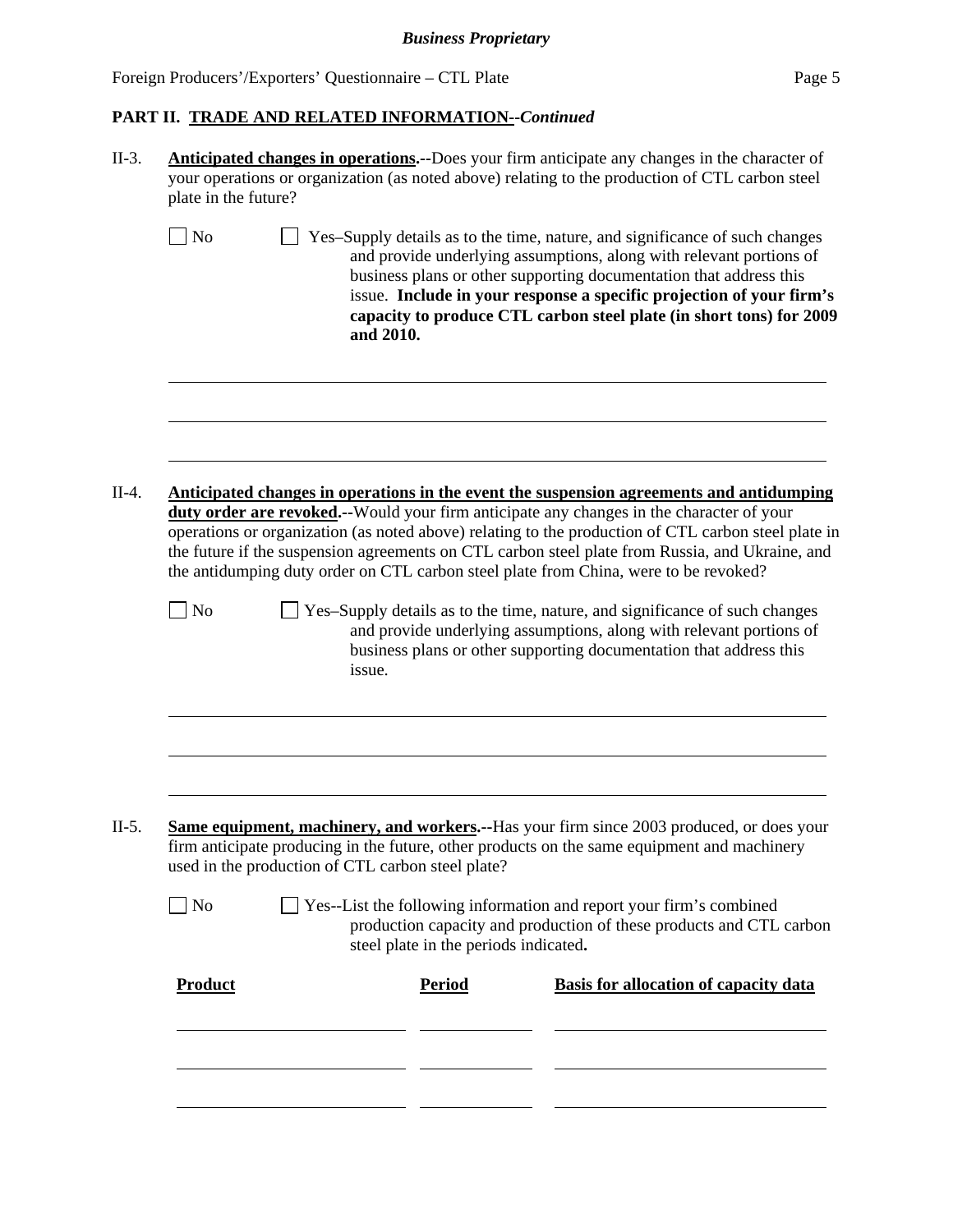## PART II. TRADE AND RELATED INFORMATION--*Continued*

II-3. **Anticipated changes in operations.**--Does your firm anticipate any changes in the character of your operations or organization (as noted above) relating to the production of CTL carbon steel plate in the future?

☐ No ☐ Yes–Supply details as to the time, nature, and significance of such changes and provide underlying assumptions, along with relevant portions of business plans or other supporting documentation that address this issue. **Include in your response a specific projection of your firm's capacity to produce CTL carbon steel plate (in short tons) for 2009 and 2010.**

\_\_\_\_\_\_\_\_\_\_\_\_\_\_\_\_\_\_\_\_\_\_\_\_\_\_\_\_\_\_\_\_\_\_\_\_\_\_\_\_\_\_\_\_\_\_\_\_\_\_\_\_\_\_\_\_\_\_\_\_

\_\_\_\_\_\_\_\_\_\_\_\_\_\_\_\_\_\_\_\_\_\_\_\_\_\_\_\_\_\_\_\_\_\_\_\_\_\_\_\_\_\_\_\_\_\_\_\_\_\_\_\_\_\_\_\_\_\_\_\_

\_\_\_\_\_\_\_\_\_\_\_\_\_\_\_\_\_\_\_\_\_\_\_\_\_\_\_\_\_\_\_\_\_\_\_\_\_\_\_\_\_\_\_\_\_\_\_\_\_\_\_\_\_\_\_\_\_\_\_\_

II-4. **Anticipated changes in operations in the event the suspension agreements and antidumping duty order are revoked.**--Would your firm anticipate any changes in the character of your operations or organization (as noted above) relating to the production of CTL carbon steel plate in the future if the suspension agreements on CTL carbon steel plate from Russia, and Ukraine, and the antidumping duty order on CTL carbon steel plate from China, were to be revoked?

☐ No ☐ Yes–Supply details as to the time, nature, and significance of such changes and provide underlying assumptions, along with relevant portions of business plans or other supporting documentation that address this issue.

\_\_\_\_\_\_\_\_\_\_\_\_\_\_\_\_\_\_\_\_\_\_\_\_\_\_\_\_\_\_\_\_\_\_\_\_\_\_\_\_\_\_\_\_\_\_\_\_\_\_\_\_\_\_\_\_\_\_\_\_

\_\_\_\_\_\_\_\_\_\_\_\_\_\_\_\_\_\_\_\_\_\_\_\_\_\_\_\_\_\_\_\_\_\_\_\_\_\_\_\_\_\_\_\_\_\_\_\_\_\_\_\_\_\_\_\_\_\_\_\_

\_\_\_\_\_\_\_\_\_\_\_\_\_\_\_\_\_\_\_\_\_\_\_\_\_\_\_\_\_\_\_\_\_\_\_\_\_\_\_\_\_\_\_\_\_\_\_\_\_\_\_\_\_\_\_\_\_\_\_\_

II-5. **Same equipment, machinery, and workers.**--Has your firm since 2003 produced, or does your firm anticipate producing in the future, other products on the same equipment and machinery used in the production of CTL carbon steel plate?

☐ No ☐ Yes--List the following information and report your firm's combined production capacity and production of these products and CTL carbon steel plate in the periods indicated**.**

| **Product** | **Period** | **Basis for allocation of capacity data** |
|---|---|---|
| | | |
| | | |
| | | |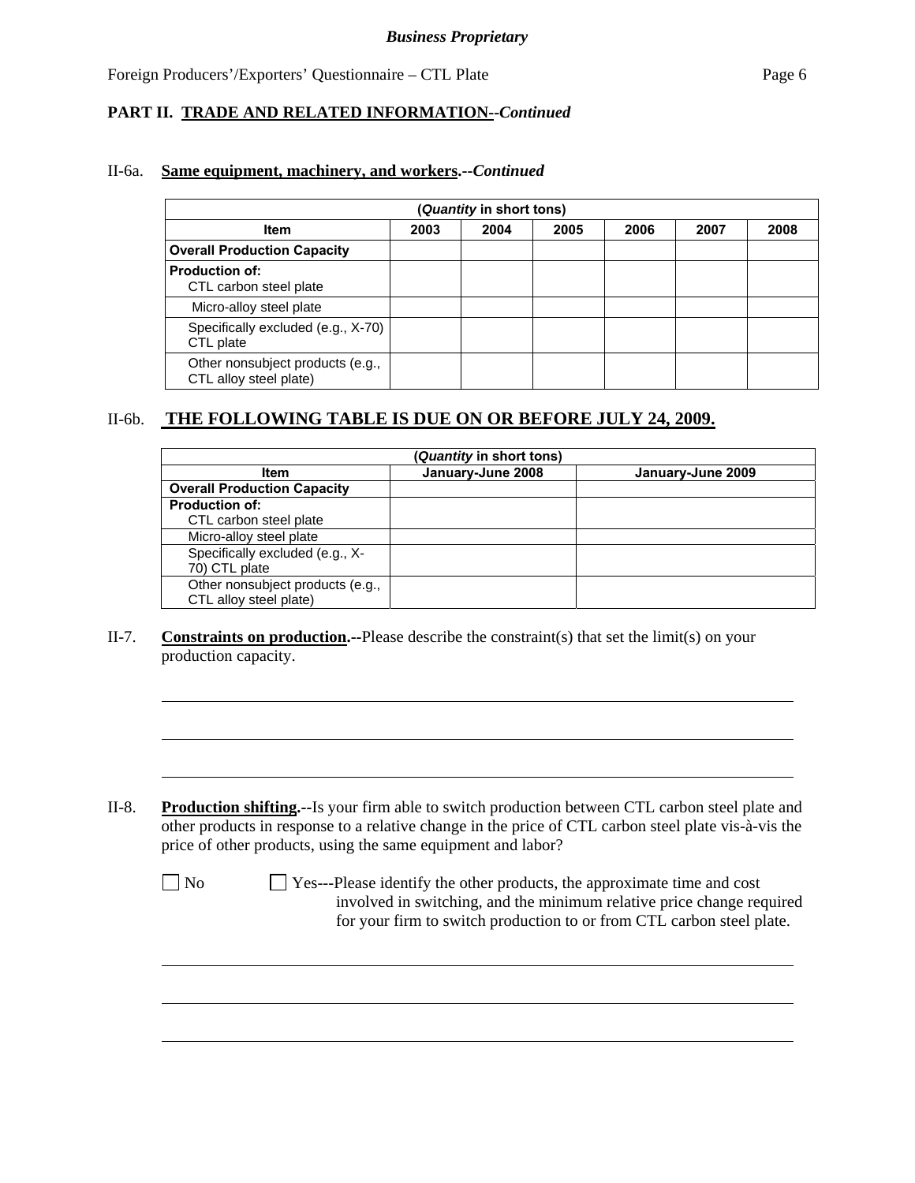**Business Proprietary**

## PART II. TRADE AND RELATED INFORMATION--*Continued*

II-6a. **Same equipment, machinery, and workers.**--*Continued*

| (*Quantity* in short tons) | | | | | | |
|---|---|---|---|---|---|---|
| **Item** | **2003** | **2004** | **2005** | **2006** | **2007** | **2008** |
| **Overall Production Capacity** | | | | | | |
| **Production of:** CTL carbon steel plate | | | | | | |
| Micro-alloy steel plate | | | | | | |
| Specifically excluded (e.g., X-70) CTL plate | | | | | | |
| Other nonsubject products (e.g., CTL alloy steel plate) | | | | | | |

II-6b. **THE FOLLOWING TABLE IS DUE ON OR BEFORE JULY 24, 2009.**

| (*Quantity* in short tons) | | |
|---|---|---|
| **Item** | **January-June 2008** | **January-June 2009** |
| **Overall Production Capacity** | | |
| **Production of:** CTL carbon steel plate | | |
| Micro-alloy steel plate | | |
| Specifically excluded (e.g., X-70) CTL plate | | |
| Other nonsubject products (e.g., CTL alloy steel plate) | | |

II-7. **Constraints on production.**--Please describe the constraint(s) that set the limit(s) on your production capacity.

______________________________________________________________________

______________________________________________________________________

______________________________________________________________________

II-8. **Production shifting.**--Is your firm able to switch production between CTL carbon steel plate and other products in response to a relative change in the price of CTL carbon steel plate vis-à-vis the price of other products, using the same equipment and labor?

☐ No ☐ Yes---Please identify the other products, the approximate time and cost involved in switching, and the minimum relative price change required for your firm to switch production to or from CTL carbon steel plate.

______________________________________________________________________

______________________________________________________________________

______________________________________________________________________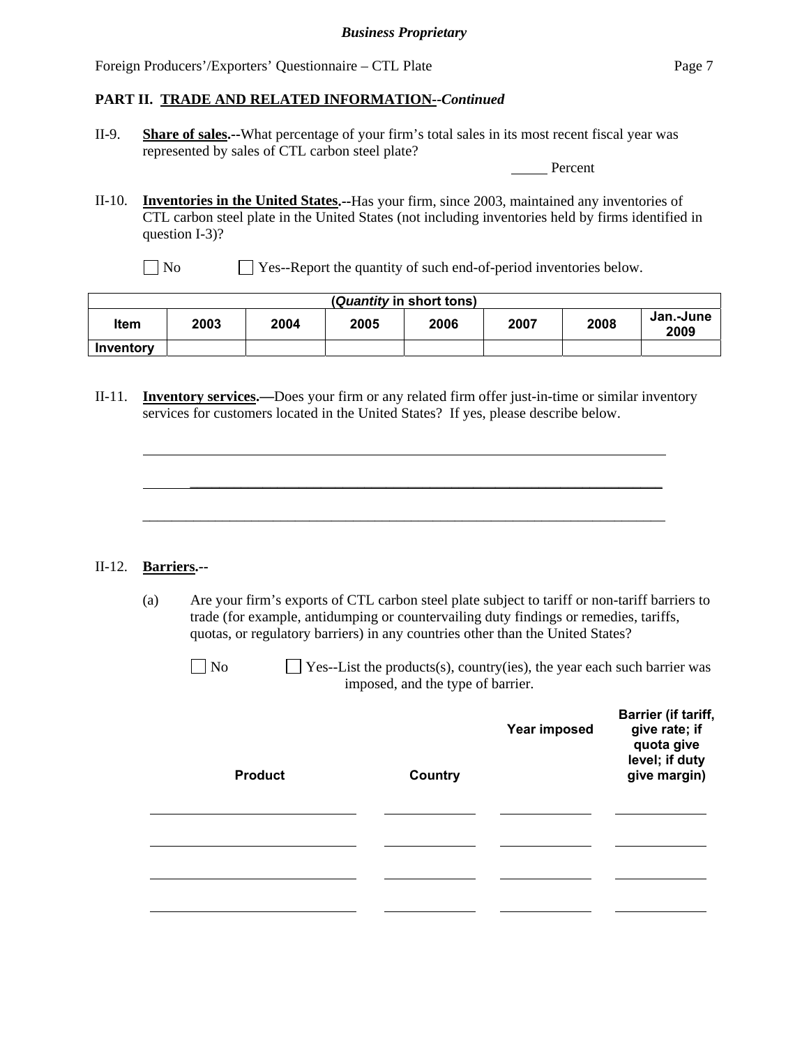*Business Proprietary*

Foreign Producers'/Exporters' Questionnaire – CTL Plate

**PART II. TRADE AND RELATED INFORMATION--*Continued***

II-9. **Share of sales.--**What percentage of your firm's total sales in its most recent fiscal year was represented by sales of CTL carbon steel plate?

_____ Percent

II-10. **Inventories in the United States.--**Has your firm, since 2003, maintained any inventories of CTL carbon steel plate in the United States (not including inventories held by firms identified in question I-3)?

☐ No ☐ Yes--Report the quantity of such end-of-period inventories below.

| (*Quantity* in short tons) | | | | | | | |
|---|---|---|---|---|---|---|---|
| **Item** | **2003** | **2004** | **2005** | **2006** | **2007** | **2008** | **Jan.-June 2009** |
| **Inventory** | | | | | | | |

II-11. **Inventory services.—**Does your firm or any related firm offer just-in-time or similar inventory services for customers located in the United States? If yes, please describe below.

______________________________________________________________________________

______________________________________________________________________________

______________________________________________________________________________

II-12. **Barriers.--**

(a) Are your firm's exports of CTL carbon steel plate subject to tariff or non-tariff barriers to trade (for example, antidumping or countervailing duty findings or remedies, tariffs, quotas, or regulatory barriers) in any countries other than the United States?

☐ No ☐ Yes--List the products(s), country(ies), the year each such barrier was imposed, and the type of barrier.

| Product | Country | Year imposed | Barrier (if tariff, give rate; if quota give level; if duty give margin) |
|---|---|---|---|
| | | | |
| | | | |
| | | | |
| | | | |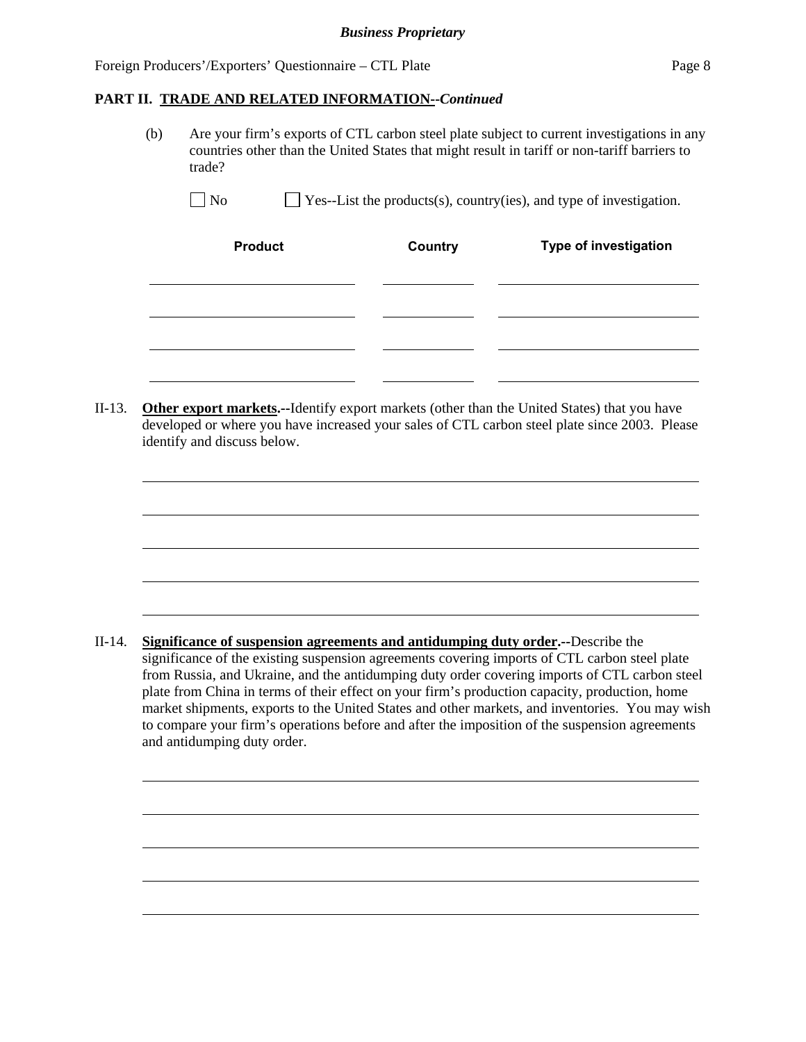**Business Proprietary**

## PART II. TRADE AND RELATED INFORMATION--*Continued*

(b) Are your firm's exports of CTL carbon steel plate subject to current investigations in any countries other than the United States that might result in tariff or non-tariff barriers to trade?

☐ No ☐ Yes--List the products(s), country(ies), and type of investigation.

| Product | Country | Type of investigation |
|---|---|---|
| | | |
| | | |
| | | |
| | | |

II-13. **Other export markets.--**Identify export markets (other than the United States) that you have developed or where you have increased your sales of CTL carbon steel plate since 2003. Please identify and discuss below.

______________________________________________________________________

______________________________________________________________________

______________________________________________________________________

______________________________________________________________________

______________________________________________________________________

II-14. **Significance of suspension agreements and antidumping duty order.--**Describe the significance of the existing suspension agreements covering imports of CTL carbon steel plate from Russia, and Ukraine, and the antidumping duty order covering imports of CTL carbon steel plate from China in terms of their effect on your firm's production capacity, production, home market shipments, exports to the United States and other markets, and inventories. You may wish to compare your firm's operations before and after the imposition of the suspension agreements and antidumping duty order.

______________________________________________________________________

______________________________________________________________________

______________________________________________________________________

______________________________________________________________________

______________________________________________________________________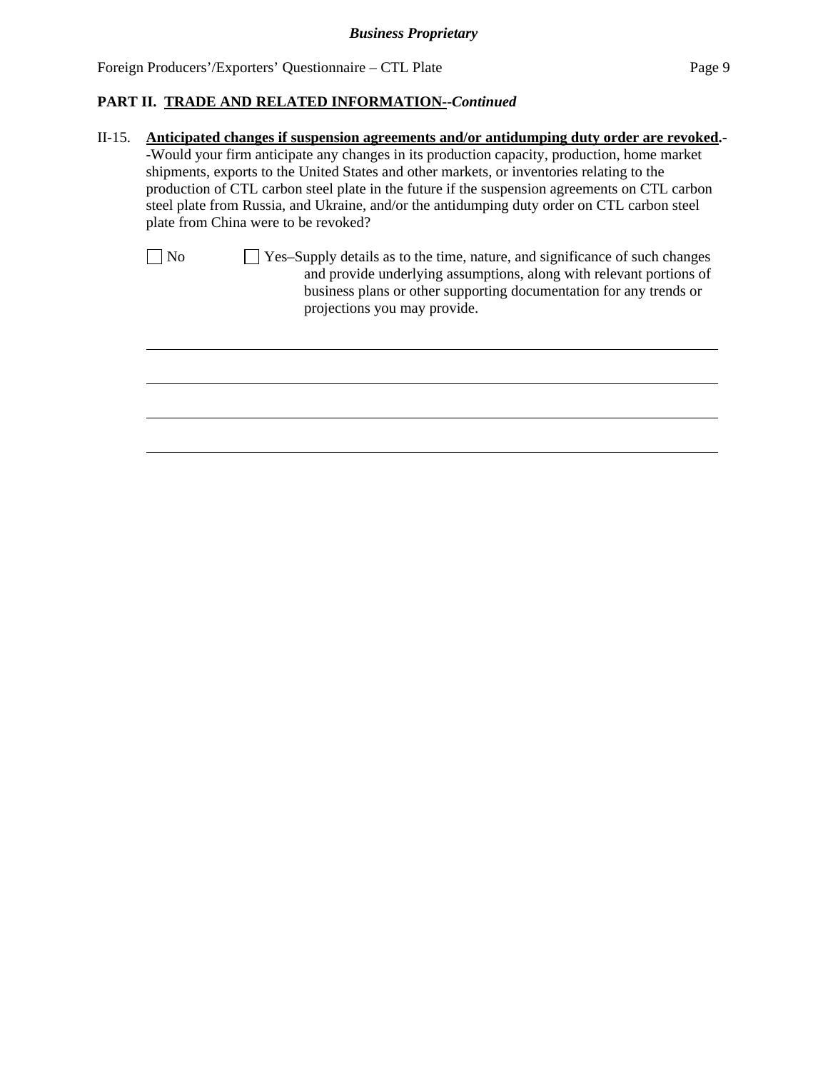**PART II. TRADE AND RELATED INFORMATION--*Continued***

II-15. **Anticipated changes if suspension agreements and/or antidumping duty order are revoked**.--Would your firm anticipate any changes in its production capacity, production, home market shipments, exports to the United States and other markets, or inventories relating to the production of CTL carbon steel plate in the future if the suspension agreements on CTL carbon steel plate from Russia, and Ukraine, and/or the antidumping duty order on CTL carbon steel plate from China were to be revoked?

☐ No ☐ Yes–Supply details as to the time, nature, and significance of such changes and provide underlying assumptions, along with relevant portions of business plans or other supporting documentation for any trends or projections you may provide.

\_\_\_\_\_\_\_\_\_\_\_\_\_\_\_\_\_\_\_\_\_\_\_\_\_\_\_\_\_\_\_\_\_\_\_\_\_\_\_\_\_\_\_\_\_\_\_\_\_\_\_\_\_\_\_\_\_\_\_\_\_\_\_\_\_\_\_\_\_\_\_\_

\_\_\_\_\_\_\_\_\_\_\_\_\_\_\_\_\_\_\_\_\_\_\_\_\_\_\_\_\_\_\_\_\_\_\_\_\_\_\_\_\_\_\_\_\_\_\_\_\_\_\_\_\_\_\_\_\_\_\_\_\_\_\_\_\_\_\_\_\_\_\_\_

\_\_\_\_\_\_\_\_\_\_\_\_\_\_\_\_\_\_\_\_\_\_\_\_\_\_\_\_\_\_\_\_\_\_\_\_\_\_\_\_\_\_\_\_\_\_\_\_\_\_\_\_\_\_\_\_\_\_\_\_\_\_\_\_\_\_\_\_\_\_\_\_

\_\_\_\_\_\_\_\_\_\_\_\_\_\_\_\_\_\_\_\_\_\_\_\_\_\_\_\_\_\_\_\_\_\_\_\_\_\_\_\_\_\_\_\_\_\_\_\_\_\_\_\_\_\_\_\_\_\_\_\_\_\_\_\_\_\_\_\_\_\_\_\_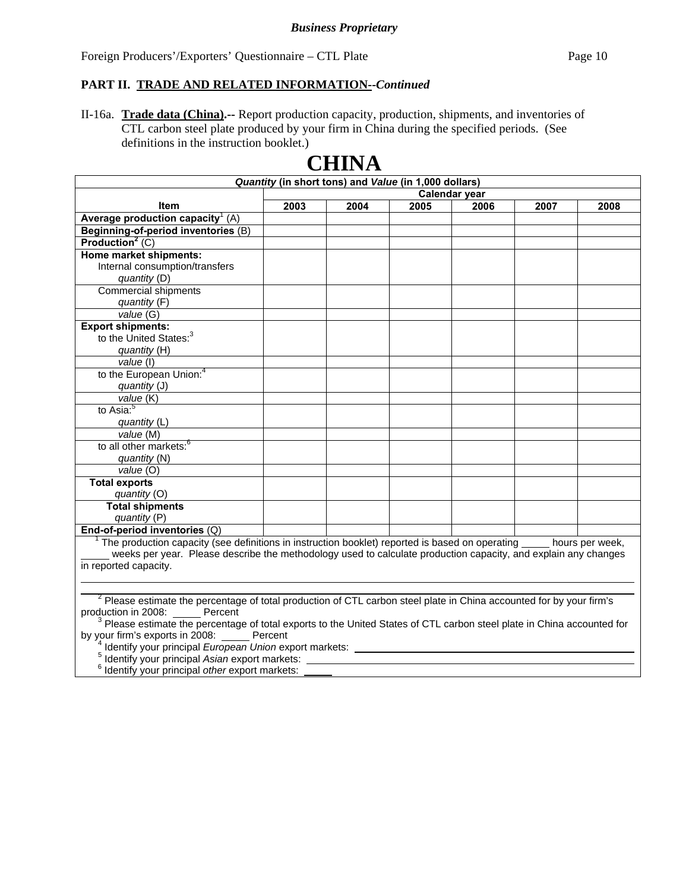*Business Proprietary*

Foreign Producers'/Exporters' Questionnaire – CTL Plate

**PART II. TRADE AND RELATED INFORMATION--*Continued***

II-16a. **Trade data (China).--** Report production capacity, production, shipments, and inventories of CTL carbon steel plate produced by your firm in China during the specified periods. (See definitions in the instruction booklet.)

# CHINA

| ***Quantity* (in short tons) and *Value* (in 1,000 dollars)** | | | | | | |
|---|---|---|---|---|---|---|
| | **Calendar year** | | | | | |
| **Item** | **2003** | **2004** | **2005** | **2006** | **2007** | **2008** |
| **Average production capacity**[1] (A) | | | | | | |
| **Beginning-of-period inventories** (B) | | | | | | |
| **Production**[2] (C) | | | | | | |
| **Home market shipments:** Internal consumption/transfers *quantity* (D) | | | | | | |
| Commercial shipments *quantity* (F) | | | | | | |
| *value* (G) | | | | | | |
| **Export shipments:** to the United States:[3] *quantity* (H) | | | | | | |
| *value* (I) | | | | | | |
| to the European Union:[4] *quantity* (J) | | | | | | |
| *value* (K) | | | | | | |
| to Asia:[5] *quantity* (L) | | | | | | |
| *value* (M) | | | | | | |
| to all other markets:[6] *quantity* (N) | | | | | | |
| *value* (O) | | | | | | |
| **Total exports** *quantity* (O) | | | | | | |
| **Total shipments** *quantity* (P) | | | | | | |
| **End-of-period inventories** (Q) | | | | | | |

[1] The production capacity (see definitions in instruction booklet) reported is based on operating _____ hours per week, _____ weeks per year. Please describe the methodology used to calculate production capacity, and explain any changes in reported capacity.

______________________________________________________________________________

[2] Please estimate the percentage of total production of CTL carbon steel plate in China accounted for by your firm's production in 2008: _____ Percent

[3] Please estimate the percentage of total exports to the United States of CTL carbon steel plate in China accounted for by your firm's exports in 2008: _____ Percent

[4] Identify your principal *European Union* export markets: ______________________________

[5] Identify your principal *Asian* export markets: ______________________________

[6] Identify your principal *other* export markets: _____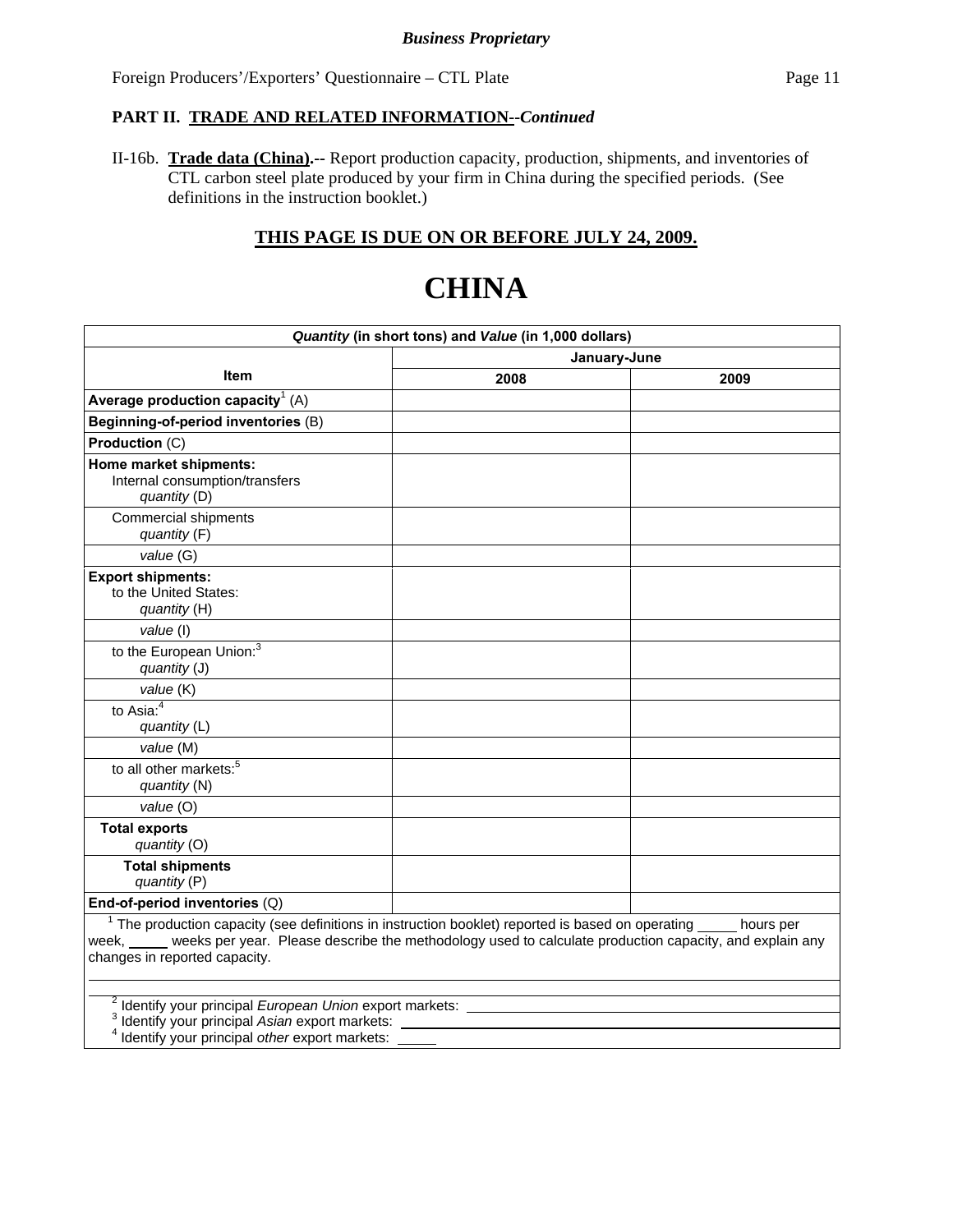*Business Proprietary*

Foreign Producers'/Exporters' Questionnaire – CTL Plate

**PART II. TRADE AND RELATED INFORMATION--*Continued***

II-16b. **Trade data (China).--** Report production capacity, production, shipments, and inventories of CTL carbon steel plate produced by your firm in China during the specified periods. (See definitions in the instruction booklet.)

**THIS PAGE IS DUE ON OR BEFORE JULY 24, 2009.**

# CHINA

| *Quantity* (in short tons) and *Value* (in 1,000 dollars) | | |
|---|---|---|
| **Item** | **January-June** | |
| | **2008** | **2009** |
| **Average production capacity**[1] (A) | | |
| **Beginning-of-period inventories** (B) | | |
| **Production** (C) | | |
| **Home market shipments:** Internal consumption/transfers *quantity* (D) | | |
| Commercial shipments *quantity* (F) | | |
| *value* (G) | | |
| **Export shipments:** to the United States: *quantity* (H) | | |
| *value* (I) | | |
| to the European Union:[3] *quantity* (J) | | |
| *value* (K) | | |
| to Asia:[4] *quantity* (L) | | |
| *value* (M) | | |
| to all other markets:[5] *quantity* (N) | | |
| *value* (O) | | |
| **Total exports** *quantity* (O) | | |
| **Total shipments** *quantity* (P) | | |
| **End-of-period inventories** (Q) | | |

[1] The production capacity (see definitions in instruction booklet) reported is based on operating _____ hours per week, _____ weeks per year. Please describe the methodology used to calculate production capacity, and explain any changes in reported capacity.

[2] Identify your principal *European Union* export markets: ____________________

[3] Identify your principal *Asian* export markets: ____________________

[4] Identify your principal *other* export markets: _____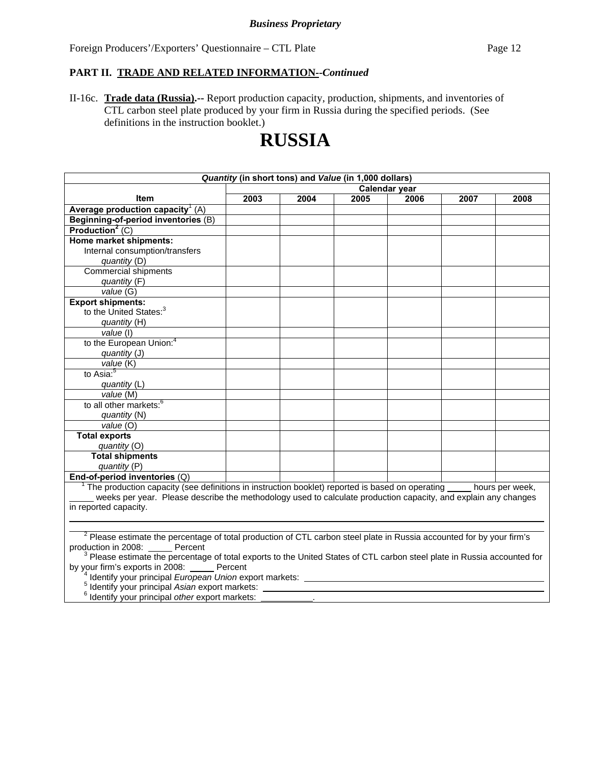*Business Proprietary*

Foreign Producers'/Exporters' Questionnaire – CTL Plate

**PART II. TRADE AND RELATED INFORMATION--*Continued***

II-16c. **Trade data (Russia).--** Report production capacity, production, shipments, and inventories of CTL carbon steel plate produced by your firm in Russia during the specified periods. (See definitions in the instruction booklet.)

# RUSSIA

| *Quantity* (in short tons) and *Value* (in 1,000 dollars) | | | | | | |
|---|---|---|---|---|---|---|
| | Calendar year | | | | | |
| **Item** | **2003** | **2004** | **2005** | **2006** | **2007** | **2008** |
| **Average production capacity**[1] (A) | | | | | | |
| **Beginning-of-period inventories** (B) | | | | | | |
| **Production**[2] (C) | | | | | | |
| **Home market shipments:** Internal consumption/transfers *quantity* (D) | | | | | | |
| Commercial shipments *quantity* (F) | | | | | | |
| *value* (G) | | | | | | |
| **Export shipments:** to the United States:[3] *quantity* (H) | | | | | | |
| *value* (I) | | | | | | |
| to the European Union:[4] *quantity* (J) | | | | | | |
| *value* (K) | | | | | | |
| to Asia:[5] *quantity* (L) | | | | | | |
| *value* (M) | | | | | | |
| to all other markets:[6] *quantity* (N) | | | | | | |
| *value* (O) | | | | | | |
| **Total exports** *quantity* (O) | | | | | | |
| **Total shipments** *quantity* (P) | | | | | | |
| **End-of-period inventories** (Q) | | | | | | |

[1] The production capacity (see definitions in instruction booklet) reported is based on operating _____ hours per week, _____ weeks per year. Please describe the methodology used to calculate production capacity, and explain any changes in reported capacity.

[2] Please estimate the percentage of total production of CTL carbon steel plate in Russia accounted for by your firm's production in 2008: _____ Percent

[3] Please estimate the percentage of total exports to the United States of CTL carbon steel plate in Russia accounted for by your firm's exports in 2008: _____ Percent

[4] Identify your principal *European Union* export markets: ____________________

[5] Identify your principal *Asian* export markets: ____________________

[6] Identify your principal *other* export markets: ___________.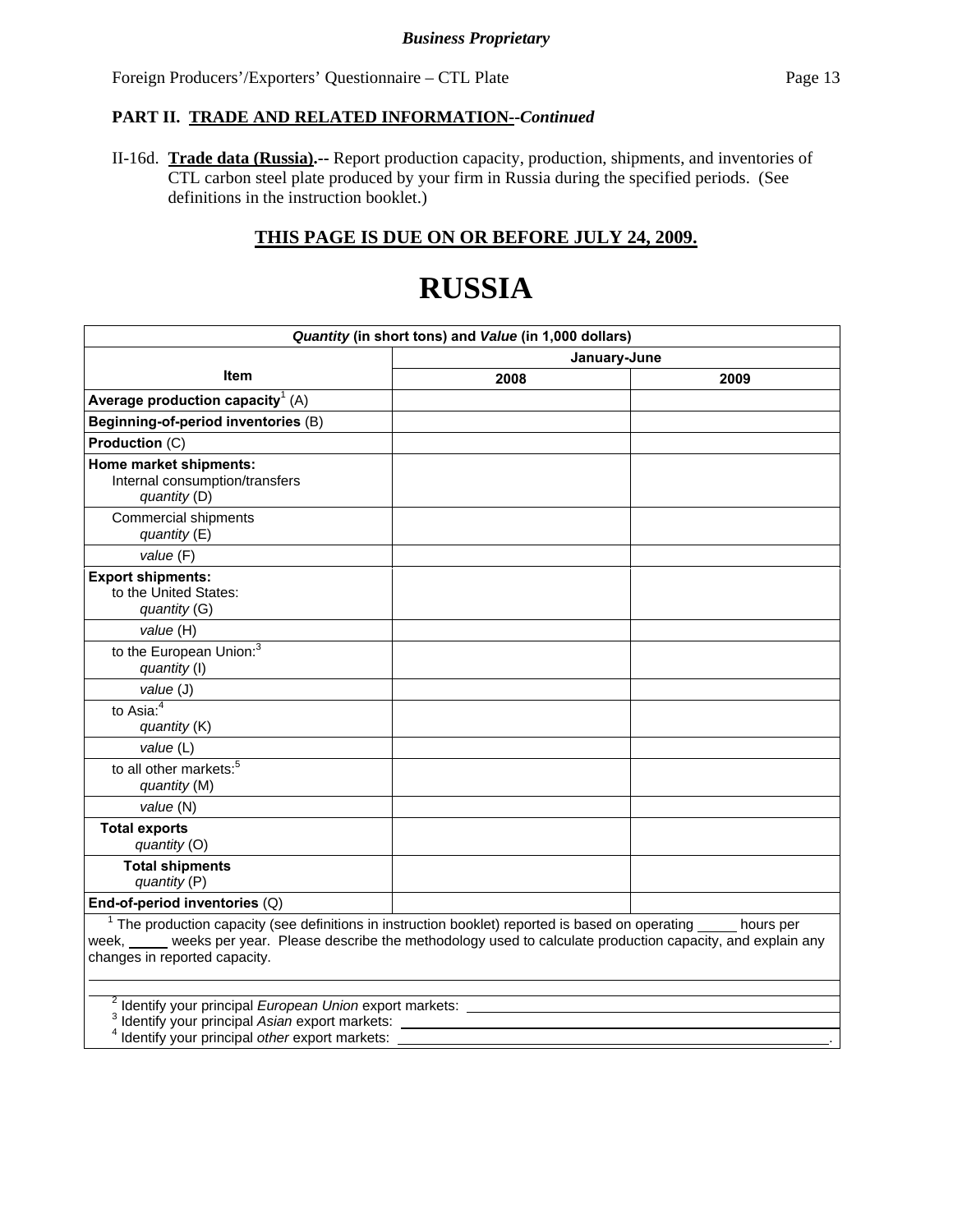*Business Proprietary*

Foreign Producers'/Exporters' Questionnaire – CTL Plate

**PART II. TRADE AND RELATED INFORMATION--*Continued***

II-16d. **Trade data (Russia).--** Report production capacity, production, shipments, and inventories of CTL carbon steel plate produced by your firm in Russia during the specified periods. (See definitions in the instruction booklet.)

**THIS PAGE IS DUE ON OR BEFORE JULY 24, 2009.**

# RUSSIA

| *Quantity* (in short tons) and *Value* (in 1,000 dollars) | | |
|---|---|---|
| **Item** | **January-June** | |
| | **2008** | **2009** |
| **Average production capacity**[1] (A) | | |
| **Beginning-of-period inventories** (B) | | |
| **Production** (C) | | |
| **Home market shipments:** Internal consumption/transfers *quantity* (D) | | |
| Commercial shipments *quantity* (E) | | |
| *value* (F) | | |
| **Export shipments:** to the United States: *quantity* (G) | | |
| *value* (H) | | |
| to the European Union:[3] *quantity* (I) | | |
| *value* (J) | | |
| to Asia:[4] *quantity* (K) | | |
| *value* (L) | | |
| to all other markets:[5] *quantity* (M) | | |
| *value* (N) | | |
| **Total exports** *quantity* (O) | | |
| **Total shipments** *quantity* (P) | | |
| **End-of-period inventories** (Q) | | |

[1] The production capacity (see definitions in instruction booklet) reported is based on operating _____ hours per week, _____ weeks per year. Please describe the methodology used to calculate production capacity, and explain any changes in reported capacity.

[2] Identify your principal *European Union* export markets: ______________________

[3] Identify your principal *Asian* export markets: ______________________

[4] Identify your principal *other* export markets: ______________________.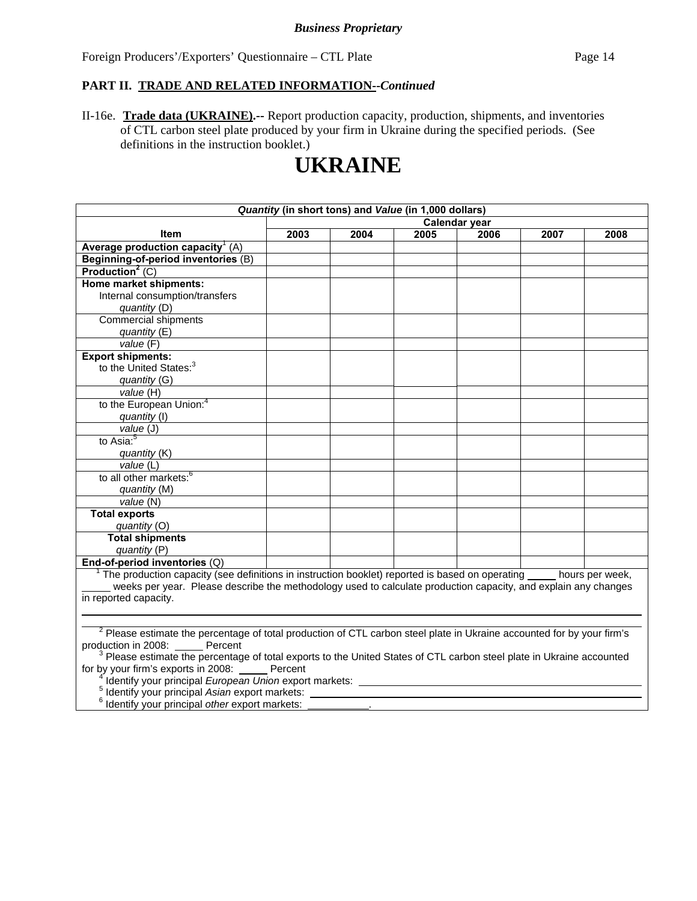*Business Proprietary*

Foreign Producers'/Exporters' Questionnaire – CTL Plate

**PART II. TRADE AND RELATED INFORMATION--*Continued***

II-16e. **Trade data (UKRAINE).--** Report production capacity, production, shipments, and inventories of CTL carbon steel plate produced by your firm in Ukraine during the specified periods. (See definitions in the instruction booklet.)

# UKRAINE

| *Quantity* (in short tons) and *Value* (in 1,000 dollars) | | | | | | |
|---|---|---|---|---|---|---|
| | Calendar year | | | | | |
| **Item** | **2003** | **2004** | **2005** | **2006** | **2007** | **2008** |
| **Average production capacity**[1] (A) | | | | | | |
| **Beginning-of-period inventories** (B) | | | | | | |
| **Production**[2] (C) | | | | | | |
| **Home market shipments:** Internal consumption/transfers *quantity* (D) | | | | | | |
| Commercial shipments *quantity* (E) | | | | | | |
| *value* (F) | | | | | | |
| **Export shipments:** to the United States:[3] *quantity* (G) | | | | | | |
| *value* (H) | | | | | | |
| to the European Union:[4] *quantity* (I) | | | | | | |
| *value* (J) | | | | | | |
| to Asia:[5] *quantity* (K) | | | | | | |
| *value* (L) | | | | | | |
| to all other markets:[6] *quantity* (M) | | | | | | |
| *value* (N) | | | | | | |
| **Total exports** *quantity* (O) | | | | | | |
| **Total shipments** *quantity* (P) | | | | | | |
| **End-of-period inventories** (Q) | | | | | | |

[1] The production capacity (see definitions in instruction booklet) reported is based on operating _____ hours per week, _____ weeks per year. Please describe the methodology used to calculate production capacity, and explain any changes in reported capacity.

[2] Please estimate the percentage of total production of CTL carbon steel plate in Ukraine accounted for by your firm's production in 2008: _____ Percent

[3] Please estimate the percentage of total exports to the United States of CTL carbon steel plate in Ukraine accounted for by your firm's exports in 2008: _____ Percent

[4] Identify your principal *European Union* export markets: ______________________

[5] Identify your principal *Asian* export markets: ______________________

[6] Identify your principal *other* export markets: ___________.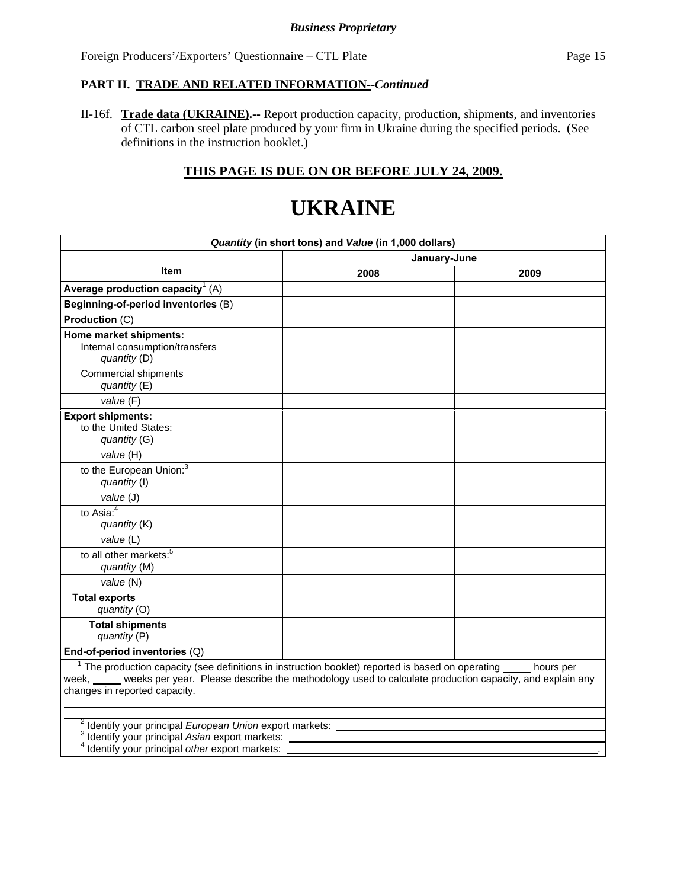***Business Proprietary***

Foreign Producers'/Exporters' Questionnaire – CTL Plate

**PART II. TRADE AND RELATED INFORMATION--*Continued***

II-16f. **Trade data (UKRAINE).--** Report production capacity, production, shipments, and inventories of CTL carbon steel plate produced by your firm in Ukraine during the specified periods. (See definitions in the instruction booklet.)

**THIS PAGE IS DUE ON OR BEFORE JULY 24, 2009.**

# UKRAINE

| *Quantity* (in short tons) and *Value* (in 1,000 dollars) | | |
|---|---|---|
| Item | January-June | |
| | 2008 | 2009 |
| **Average production capacity**[1] (A) | | |
| **Beginning-of-period inventories** (B) | | |
| **Production** (C) | | |
| **Home market shipments:** Internal consumption/transfers *quantity* (D) | | |
| Commercial shipments *quantity* (E) | | |
| *value* (F) | | |
| **Export shipments:** to the United States: *quantity* (G) | | |
| *value* (H) | | |
| to the European Union:[3] *quantity* (I) | | |
| *value* (J) | | |
| to Asia:[4] *quantity* (K) | | |
| *value* (L) | | |
| to all other markets:[5] *quantity* (M) | | |
| *value* (N) | | |
| **Total exports** *quantity* (O) | | |
| **Total shipments** *quantity* (P) | | |
| **End-of-period inventories** (Q) | | |

[1] The production capacity (see definitions in instruction booklet) reported is based on operating _____ hours per week, _____ weeks per year. Please describe the methodology used to calculate production capacity, and explain any changes in reported capacity.

[2] Identify your principal *European Union* export markets: ______________________

[3] Identify your principal *Asian* export markets: ______________________

[4] Identify your principal *other* export markets: ______________________.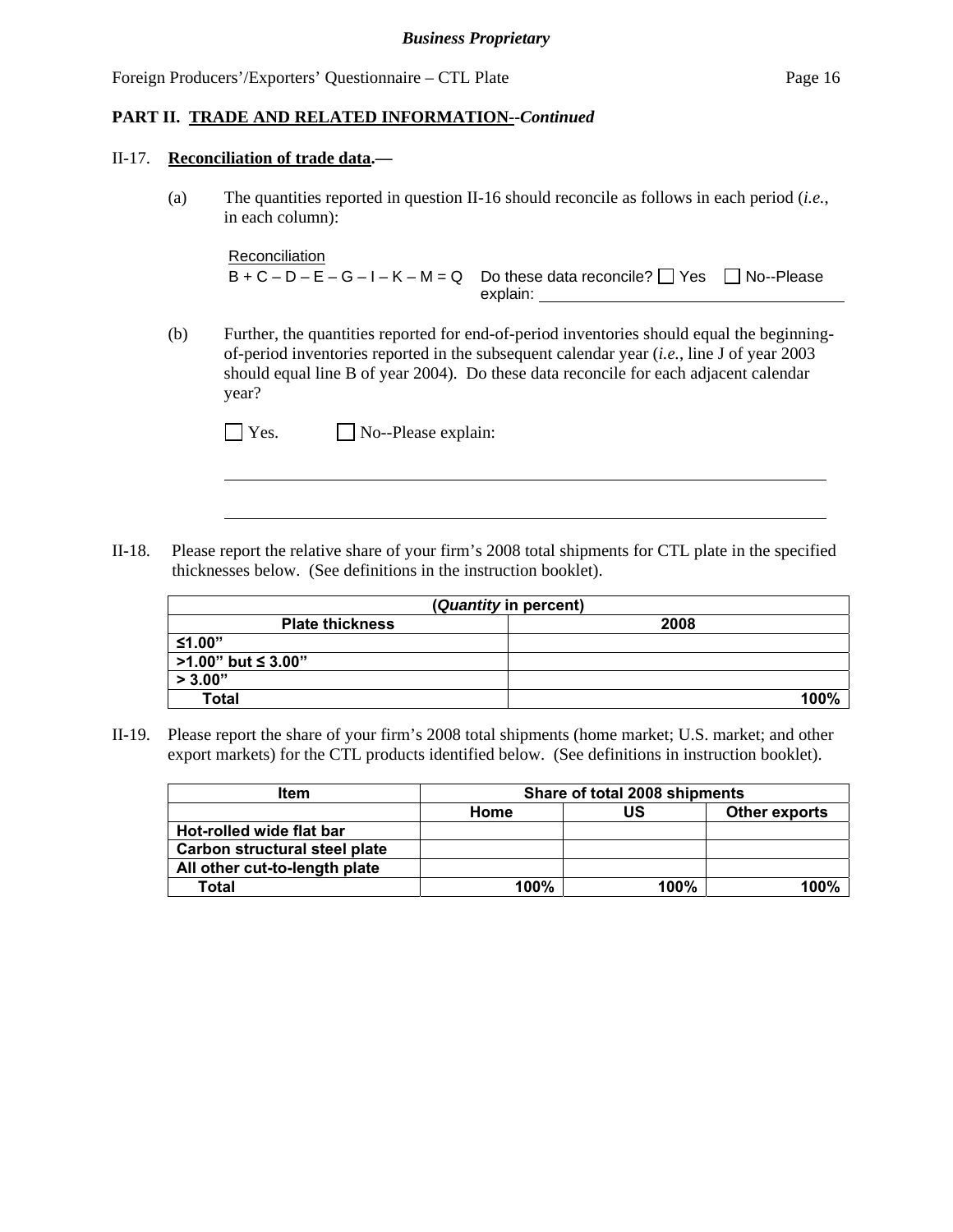**PART II. TRADE AND RELATED INFORMATION--*Continued***

II-17. **Reconciliation of trade data.—**

(a) The quantities reported in question II-16 should reconcile as follows in each period (*i.e.*, in each column):

Reconciliation
B + C – D – E – G – I – K – M = Q    Do these data reconcile? ☐ Yes ☐ No--Please explain: ____________________

(b) Further, the quantities reported for end-of-period inventories should equal the beginning-of-period inventories reported in the subsequent calendar year (*i.e.*, line J of year 2003 should equal line B of year 2004). Do these data reconcile for each adjacent calendar year?

☐ Yes. ☐ No--Please explain:

____________________

____________________

II-18. Please report the relative share of your firm's 2008 total shipments for CTL plate in the specified thicknesses below. (See definitions in the instruction booklet).

| (*Quantity* in percent) | |
|---|---|
| **Plate thickness** | **2008** |
| **≤1.00"** | |
| **>1.00" but ≤ 3.00"** | |
| **> 3.00"** | |
| **Total** | **100%** |

II-19. Please report the share of your firm's 2008 total shipments (home market; U.S. market; and other export markets) for the CTL products identified below. (See definitions in instruction booklet).

| **Item** | **Share of total 2008 shipments** | | |
|---|---|---|---|
| | **Home** | **US** | **Other exports** |
| **Hot-rolled wide flat bar** | | | |
| **Carbon structural steel plate** | | | |
| **All other cut-to-length plate** | | | |
| **Total** | **100%** | **100%** | **100%** |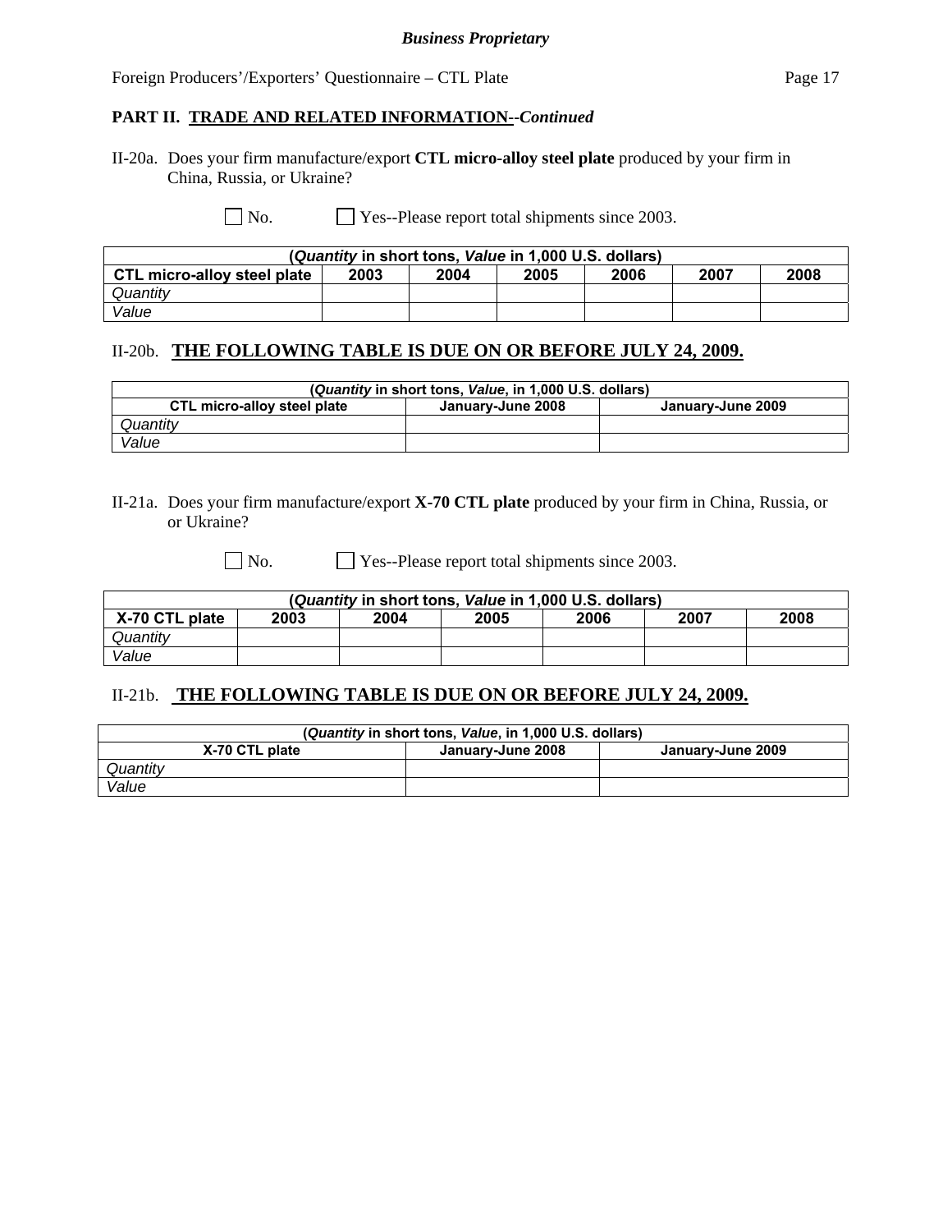*Business Proprietary*

Foreign Producers'/Exporters' Questionnaire – CTL Plate

**PART II. TRADE AND RELATED INFORMATION--*Continued***

II-20a. Does your firm manufacture/export **CTL micro-alloy steel plate** produced by your firm in China, Russia, or Ukraine?

☐ No. ☐ Yes--Please report total shipments since 2003.

| (*Quantity* in short tons, *Value* in 1,000 U.S. dollars) | | | | | | |
|---|---|---|---|---|---|---|
| **CTL micro-alloy steel plate** | **2003** | **2004** | **2005** | **2006** | **2007** | **2008** |
| *Quantity* | | | | | | |
| *Value* | | | | | | |

II-20b. **THE FOLLOWING TABLE IS DUE ON OR BEFORE JULY 24, 2009.**

| (*Quantity* in short tons, *Value*, in 1,000 U.S. dollars) | | |
|---|---|---|
| **CTL micro-alloy steel plate** | **January-June 2008** | **January-June 2009** |
| *Quantity* | | |
| *Value* | | |

II-21a. Does your firm manufacture/export **X-70 CTL plate** produced by your firm in China, Russia, or or Ukraine?

☐ No. ☐ Yes--Please report total shipments since 2003.

| (*Quantity* in short tons, *Value* in 1,000 U.S. dollars) | | | | | | |
|---|---|---|---|---|---|---|
| **X-70 CTL plate** | **2003** | **2004** | **2005** | **2006** | **2007** | **2008** |
| *Quantity* | | | | | | |
| *Value* | | | | | | |

II-21b. **THE FOLLOWING TABLE IS DUE ON OR BEFORE JULY 24, 2009.**

| (*Quantity* in short tons, *Value*, in 1,000 U.S. dollars) | | |
|---|---|---|
| **X-70 CTL plate** | **January-June 2008** | **January-June 2009** |
| *Quantity* | | |
| *Value* | | |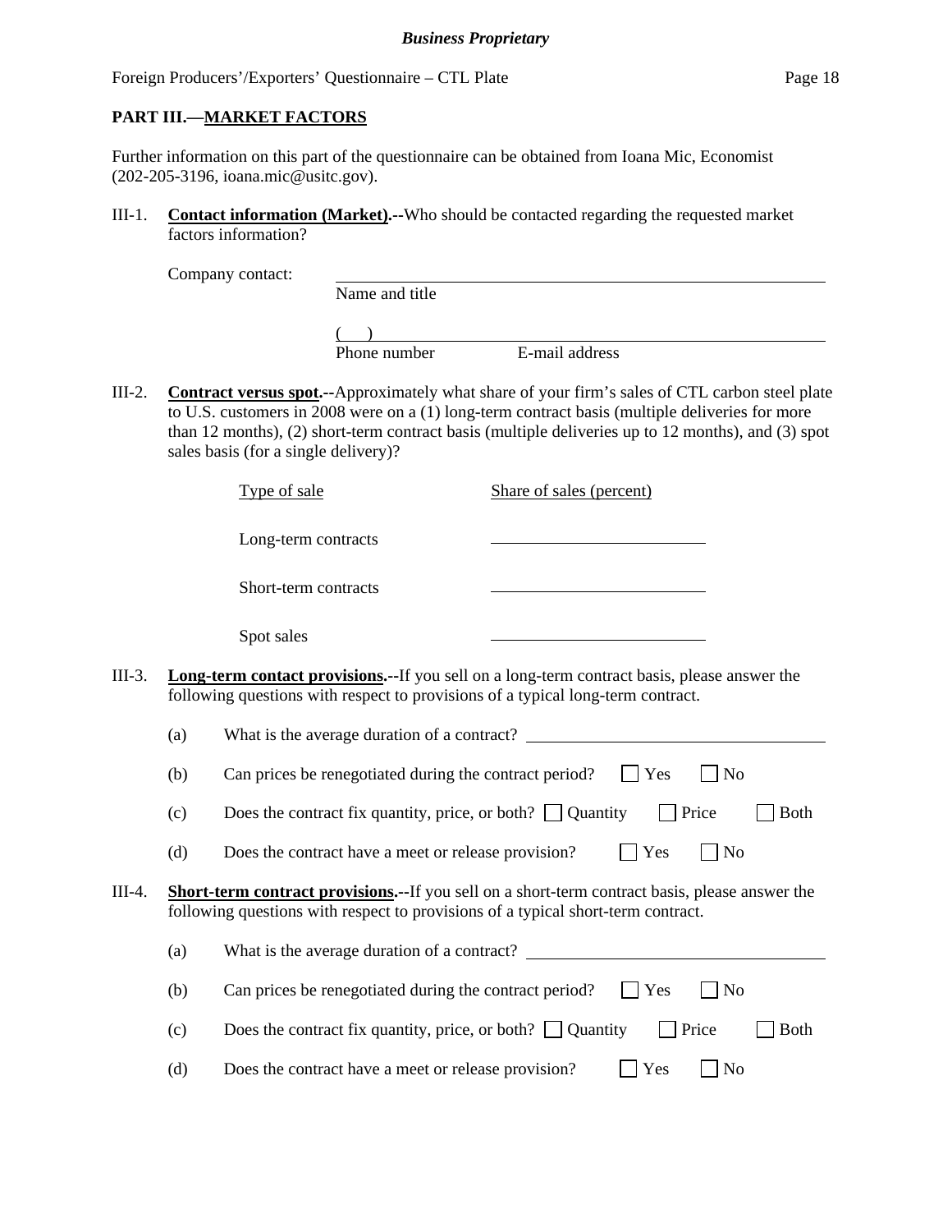## PART III.—MARKET FACTORS

Further information on this part of the questionnaire can be obtained from Ioana Mic, Economist (202-205-3196, ioana.mic@usitc.gov).

III-1. **Contact information (Market).--**Who should be contacted regarding the requested market factors information?

Company contact: ______________________________
Name and title

(    ) ______________________________
Phone number          E-mail address

III-2. **Contract versus spot.--**Approximately what share of your firm's sales of CTL carbon steel plate to U.S. customers in 2008 were on a (1) long-term contract basis (multiple deliveries for more than 12 months), (2) short-term contract basis (multiple deliveries up to 12 months), and (3) spot sales basis (for a single delivery)?

| Type of sale | Share of sales (percent) |
|---|---|
| Long-term contracts | ____________ |
| Short-term contracts | ____________ |
| Spot sales | ____________ |

III-3. **Long-term contact provisions.--**If you sell on a long-term contract basis, please answer the following questions with respect to provisions of a typical long-term contract.

(a) What is the average duration of a contract? ______________________

(b) Can prices be renegotiated during the contract period? ☐ Yes ☐ No

(c) Does the contract fix quantity, price, or both? ☐ Quantity ☐ Price ☐ Both

(d) Does the contract have a meet or release provision? ☐ Yes ☐ No

III-4. **Short-term contract provisions.--**If you sell on a short-term contract basis, please answer the following questions with respect to provisions of a typical short-term contract.

(a) What is the average duration of a contract? ______________________

(b) Can prices be renegotiated during the contract period? ☐ Yes ☐ No

(c) Does the contract fix quantity, price, or both? ☐ Quantity ☐ Price ☐ Both

(d) Does the contract have a meet or release provision? ☐ Yes ☐ No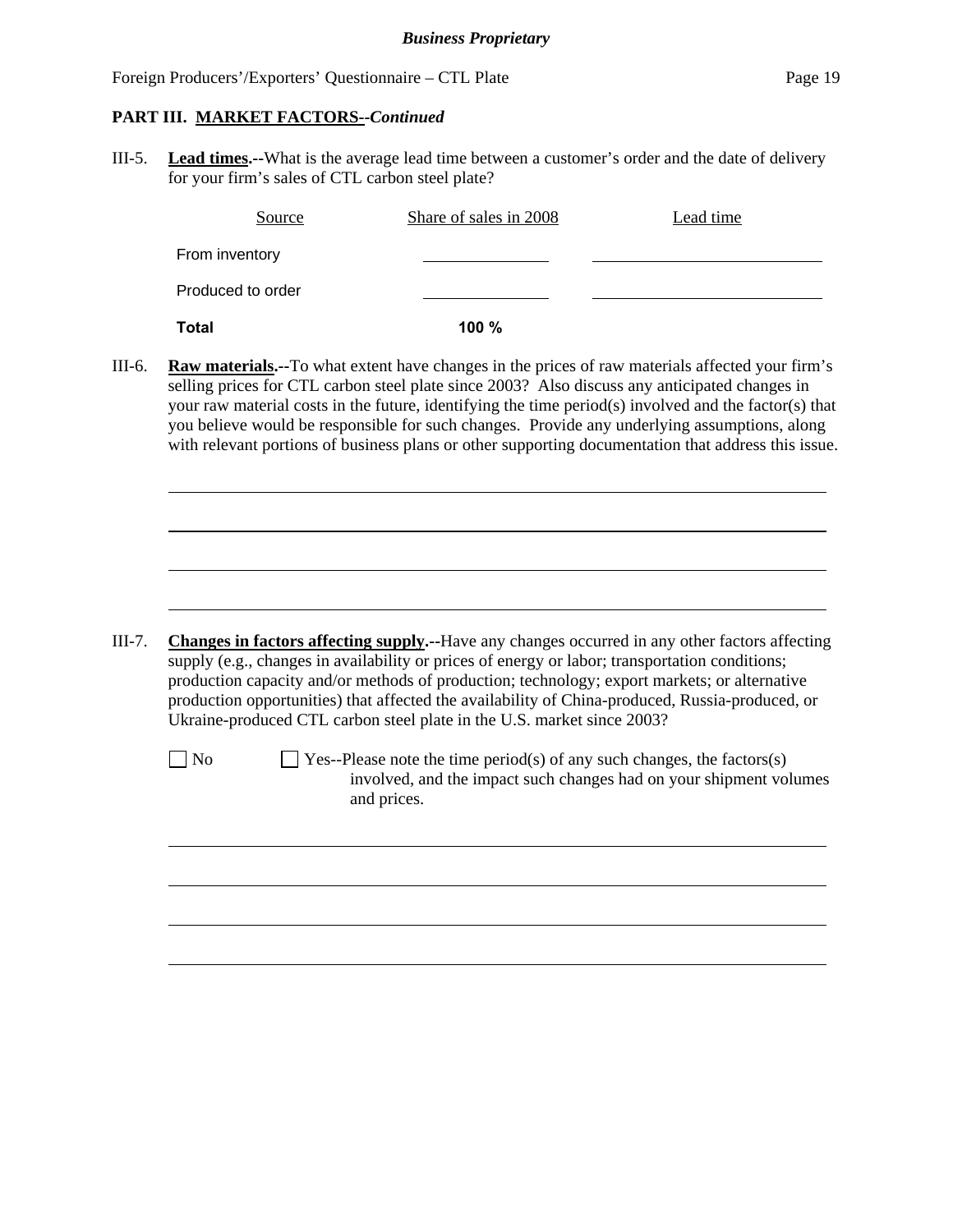*Business Proprietary*

Foreign Producers'/Exporters' Questionnaire – CTL Plate

**PART III. MARKET FACTORS--*Continued***

III-5. **Lead times.--**What is the average lead time between a customer's order and the date of delivery for your firm's sales of CTL carbon steel plate?

| Source | Share of sales in 2008 | Lead time |
|---|---|---|
| From inventory | \_\_\_\_\_\_\_\_ | \_\_\_\_\_\_\_\_\_\_\_\_ |
| Produced to order | \_\_\_\_\_\_\_\_ | \_\_\_\_\_\_\_\_\_\_\_\_ |
| **Total** | **100 %** | |

III-6. **Raw materials.--**To what extent have changes in the prices of raw materials affected your firm's selling prices for CTL carbon steel plate since 2003? Also discuss any anticipated changes in your raw material costs in the future, identifying the time period(s) involved and the factor(s) that you believe would be responsible for such changes. Provide any underlying assumptions, along with relevant portions of business plans or other supporting documentation that address this issue.

\_\_\_\_\_\_\_\_\_\_\_\_\_\_\_\_\_\_\_\_\_\_\_\_\_\_\_\_\_\_\_\_\_\_\_\_\_\_\_\_\_\_\_\_\_\_\_\_\_\_\_\_\_\_\_\_\_\_\_\_

\_\_\_\_\_\_\_\_\_\_\_\_\_\_\_\_\_\_\_\_\_\_\_\_\_\_\_\_\_\_\_\_\_\_\_\_\_\_\_\_\_\_\_\_\_\_\_\_\_\_\_\_\_\_\_\_\_\_\_\_

\_\_\_\_\_\_\_\_\_\_\_\_\_\_\_\_\_\_\_\_\_\_\_\_\_\_\_\_\_\_\_\_\_\_\_\_\_\_\_\_\_\_\_\_\_\_\_\_\_\_\_\_\_\_\_\_\_\_\_\_

\_\_\_\_\_\_\_\_\_\_\_\_\_\_\_\_\_\_\_\_\_\_\_\_\_\_\_\_\_\_\_\_\_\_\_\_\_\_\_\_\_\_\_\_\_\_\_\_\_\_\_\_\_\_\_\_\_\_\_\_

III-7. **Changes in factors affecting supply.--**Have any changes occurred in any other factors affecting supply (e.g., changes in availability or prices of energy or labor; transportation conditions; production capacity and/or methods of production; technology; export markets; or alternative production opportunities) that affected the availability of China-produced, Russia-produced, or Ukraine-produced CTL carbon steel plate in the U.S. market since 2003?

☐ No ☐ Yes--Please note the time period(s) of any such changes, the factors(s) involved, and the impact such changes had on your shipment volumes and prices.

\_\_\_\_\_\_\_\_\_\_\_\_\_\_\_\_\_\_\_\_\_\_\_\_\_\_\_\_\_\_\_\_\_\_\_\_\_\_\_\_\_\_\_\_\_\_\_\_\_\_\_\_\_\_\_\_\_\_\_\_

\_\_\_\_\_\_\_\_\_\_\_\_\_\_\_\_\_\_\_\_\_\_\_\_\_\_\_\_\_\_\_\_\_\_\_\_\_\_\_\_\_\_\_\_\_\_\_\_\_\_\_\_\_\_\_\_\_\_\_\_

\_\_\_\_\_\_\_\_\_\_\_\_\_\_\_\_\_\_\_\_\_\_\_\_\_\_\_\_\_\_\_\_\_\_\_\_\_\_\_\_\_\_\_\_\_\_\_\_\_\_\_\_\_\_\_\_\_\_\_\_

\_\_\_\_\_\_\_\_\_\_\_\_\_\_\_\_\_\_\_\_\_\_\_\_\_\_\_\_\_\_\_\_\_\_\_\_\_\_\_\_\_\_\_\_\_\_\_\_\_\_\_\_\_\_\_\_\_\_\_\_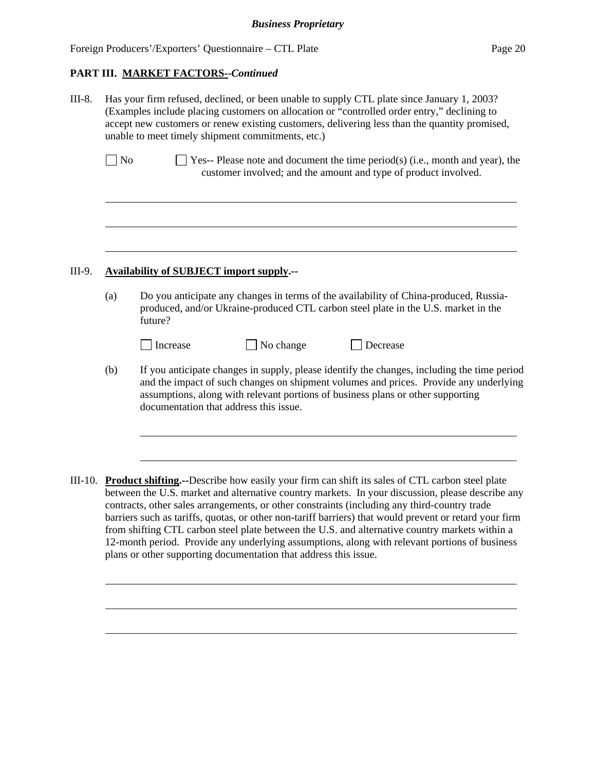**PART III. MARKET FACTORS--*Continued***

III-8. Has your firm refused, declined, or been unable to supply CTL plate since January 1, 2003? (Examples include placing customers on allocation or "controlled order entry," declining to accept new customers or renew existing customers, delivering less than the quantity promised, unable to meet timely shipment commitments, etc.)

☐ No ☐ Yes-- Please note and document the time period(s) (i.e., month and year), the customer involved; and the amount and type of product involved.

______________________________________________________________________

______________________________________________________________________

______________________________________________________________________

III-9. **Availability of SUBJECT import supply.--**

(a) Do you anticipate any changes in terms of the availability of China-produced, Russia-produced, and/or Ukraine-produced CTL carbon steel plate in the U.S. market in the future?

☐ Increase ☐ No change ☐ Decrease

(b) If you anticipate changes in supply, please identify the changes, including the time period and the impact of such changes on shipment volumes and prices. Provide any underlying assumptions, along with relevant portions of business plans or other supporting documentation that address this issue.

______________________________________________________________________

______________________________________________________________________

III-10. **Product shifting.--**Describe how easily your firm can shift its sales of CTL carbon steel plate between the U.S. market and alternative country markets. In your discussion, please describe any contracts, other sales arrangements, or other constraints (including any third-country trade barriers such as tariffs, quotas, or other non-tariff barriers) that would prevent or retard your firm from shifting CTL carbon steel plate between the U.S. and alternative country markets within a 12-month period. Provide any underlying assumptions, along with relevant portions of business plans or other supporting documentation that address this issue.

______________________________________________________________________

______________________________________________________________________

______________________________________________________________________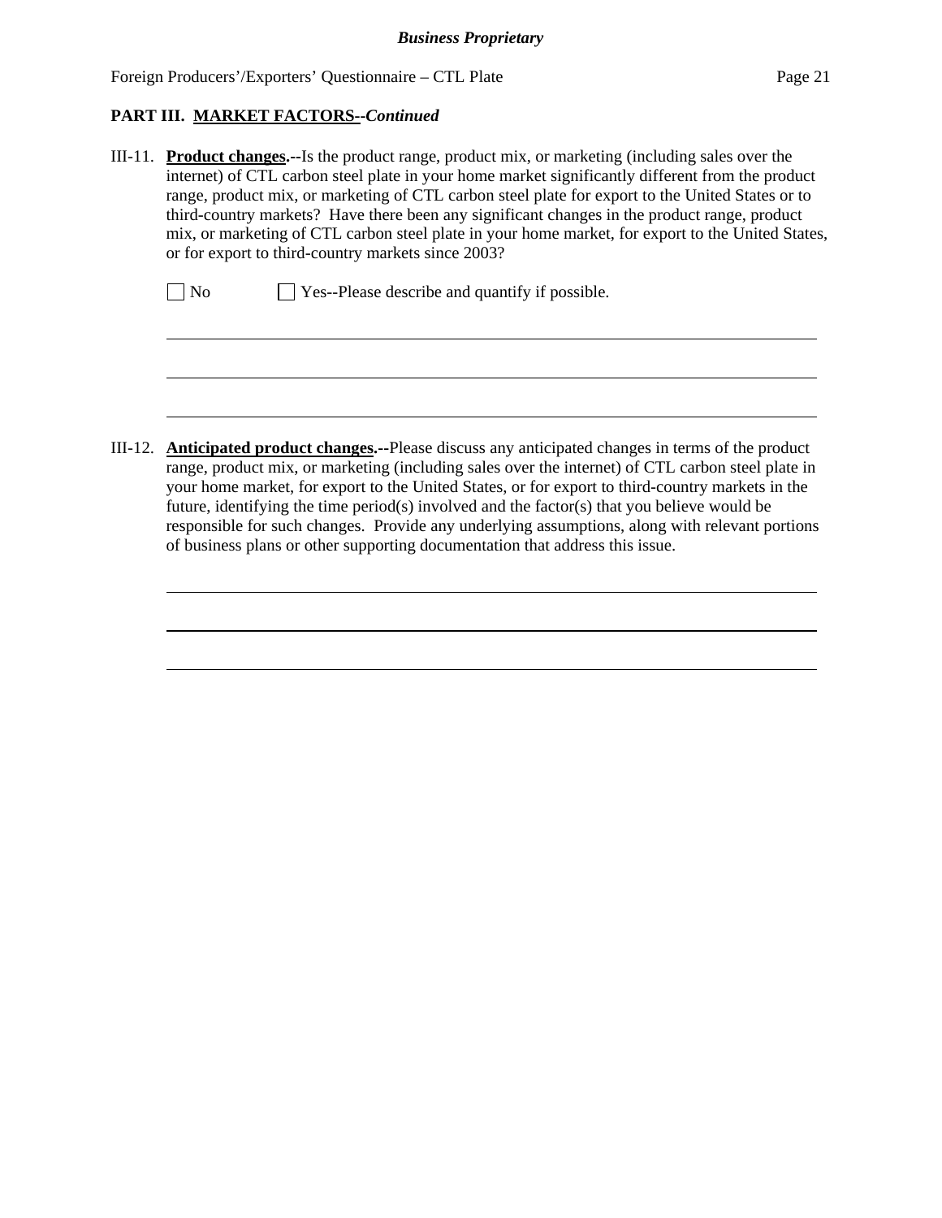**PART III. MARKET FACTORS--*Continued***

III-11. **Product changes.--**Is the product range, product mix, or marketing (including sales over the internet) of CTL carbon steel plate in your home market significantly different from the product range, product mix, or marketing of CTL carbon steel plate for export to the United States or to third-country markets? Have there been any significant changes in the product range, product mix, or marketing of CTL carbon steel plate in your home market, for export to the United States, or for export to third-country markets since 2003?

☐ No ☐ Yes--Please describe and quantify if possible.

\_\_\_\_\_\_\_\_\_\_\_\_\_\_\_\_\_\_\_\_\_\_\_\_\_\_\_\_\_\_\_\_\_\_\_\_\_\_\_\_\_\_\_\_\_\_\_\_\_\_\_\_\_\_\_\_\_\_\_\_\_\_\_\_\_\_\_\_\_\_\_\_

\_\_\_\_\_\_\_\_\_\_\_\_\_\_\_\_\_\_\_\_\_\_\_\_\_\_\_\_\_\_\_\_\_\_\_\_\_\_\_\_\_\_\_\_\_\_\_\_\_\_\_\_\_\_\_\_\_\_\_\_\_\_\_\_\_\_\_\_\_\_\_\_

\_\_\_\_\_\_\_\_\_\_\_\_\_\_\_\_\_\_\_\_\_\_\_\_\_\_\_\_\_\_\_\_\_\_\_\_\_\_\_\_\_\_\_\_\_\_\_\_\_\_\_\_\_\_\_\_\_\_\_\_\_\_\_\_\_\_\_\_\_\_\_\_

III-12. **Anticipated product changes.--**Please discuss any anticipated changes in terms of the product range, product mix, or marketing (including sales over the internet) of CTL carbon steel plate in your home market, for export to the United States, or for export to third-country markets in the future, identifying the time period(s) involved and the factor(s) that you believe would be responsible for such changes. Provide any underlying assumptions, along with relevant portions of business plans or other supporting documentation that address this issue.

\_\_\_\_\_\_\_\_\_\_\_\_\_\_\_\_\_\_\_\_\_\_\_\_\_\_\_\_\_\_\_\_\_\_\_\_\_\_\_\_\_\_\_\_\_\_\_\_\_\_\_\_\_\_\_\_\_\_\_\_\_\_\_\_\_\_\_\_\_\_\_\_

\_\_\_\_\_\_\_\_\_\_\_\_\_\_\_\_\_\_\_\_\_\_\_\_\_\_\_\_\_\_\_\_\_\_\_\_\_\_\_\_\_\_\_\_\_\_\_\_\_\_\_\_\_\_\_\_\_\_\_\_\_\_\_\_\_\_\_\_\_\_\_\_

\_\_\_\_\_\_\_\_\_\_\_\_\_\_\_\_\_\_\_\_\_\_\_\_\_\_\_\_\_\_\_\_\_\_\_\_\_\_\_\_\_\_\_\_\_\_\_\_\_\_\_\_\_\_\_\_\_\_\_\_\_\_\_\_\_\_\_\_\_\_\_\_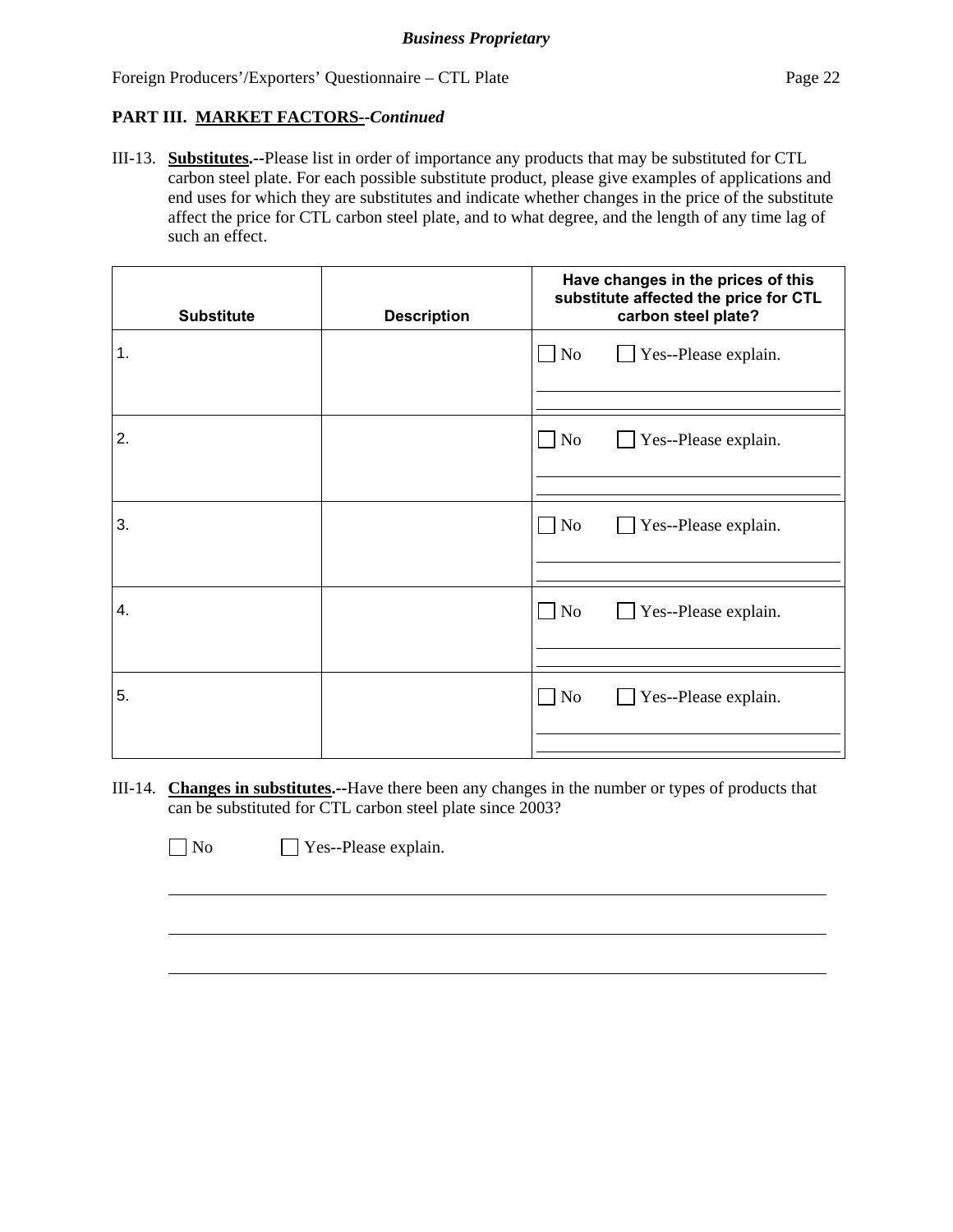**PART III. MARKET FACTORS--*Continued***

III-13. **Substitutes.--**Please list in order of importance any products that may be substituted for CTL carbon steel plate. For each possible substitute product, please give examples of applications and end uses for which they are substitutes and indicate whether changes in the price of the substitute affect the price for CTL carbon steel plate, and to what degree, and the length of any time lag of such an effect.

| Substitute | Description | Have changes in the prices of this substitute affected the price for CTL carbon steel plate? |
|---|---|---|
| 1. | | ☐ No ☐ Yes--Please explain. |
| 2. | | ☐ No ☐ Yes--Please explain. |
| 3. | | ☐ No ☐ Yes--Please explain. |
| 4. | | ☐ No ☐ Yes--Please explain. |
| 5. | | ☐ No ☐ Yes--Please explain. |

III-14. **Changes in substitutes.--**Have there been any changes in the number or types of products that can be substituted for CTL carbon steel plate since 2003?

☐ No ☐ Yes--Please explain.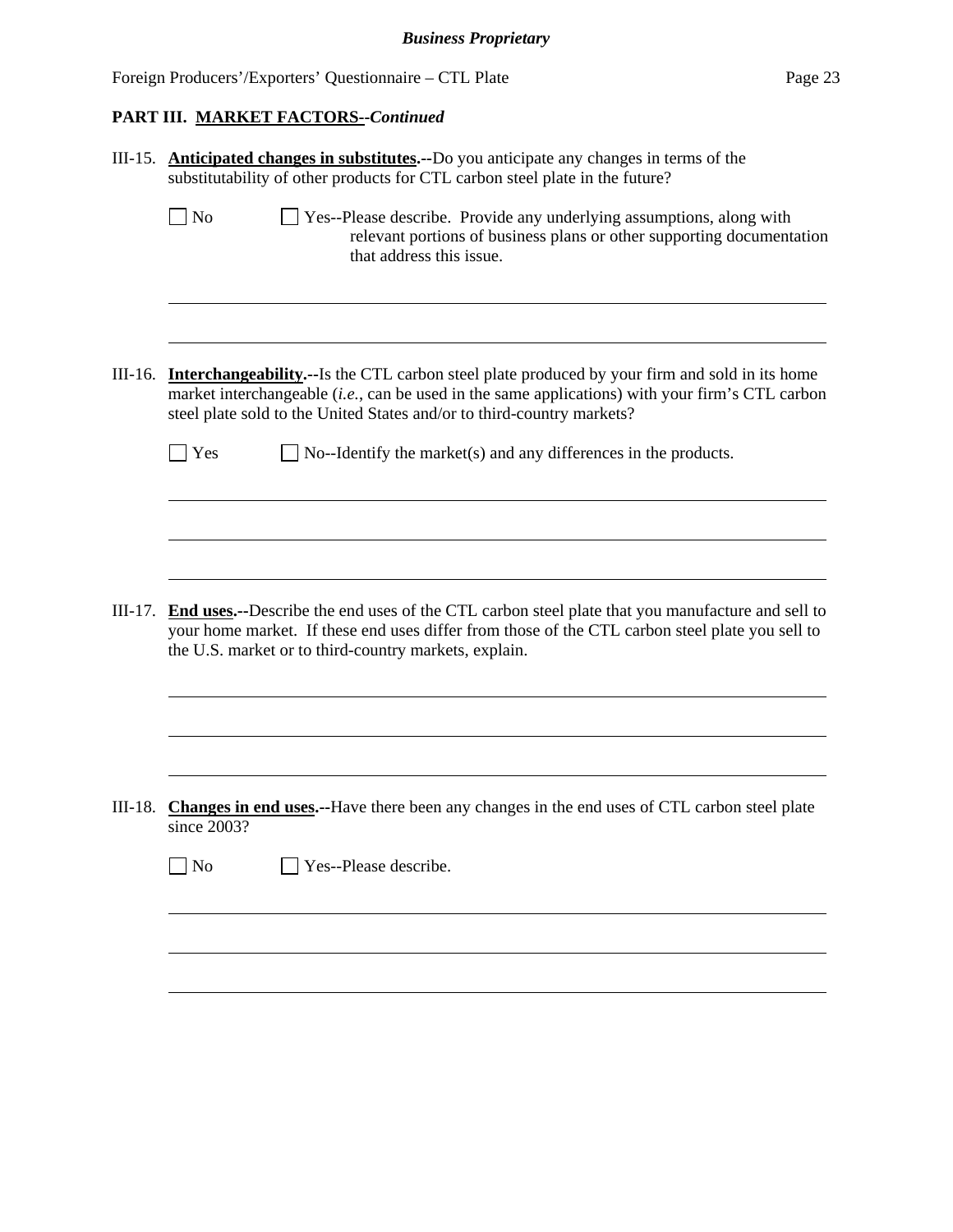## PART III. MARKET FACTORS--*Continued*

III-15. **Anticipated changes in substitutes.--**Do you anticipate any changes in terms of the substitutability of other products for CTL carbon steel plate in the future?

☐ No ☐ Yes--Please describe. Provide any underlying assumptions, along with relevant portions of business plans or other supporting documentation that address this issue.

______________________________________________________________________________

______________________________________________________________________________

III-16. **Interchangeability.--**Is the CTL carbon steel plate produced by your firm and sold in its home market interchangeable (*i.e.*, can be used in the same applications) with your firm's CTL carbon steel plate sold to the United States and/or to third-country markets?

☐ Yes ☐ No--Identify the market(s) and any differences in the products.

______________________________________________________________________________

______________________________________________________________________________

______________________________________________________________________________

III-17. **End uses.--**Describe the end uses of the CTL carbon steel plate that you manufacture and sell to your home market. If these end uses differ from those of the CTL carbon steel plate you sell to the U.S. market or to third-country markets, explain.

______________________________________________________________________________

______________________________________________________________________________

______________________________________________________________________________

III-18. **Changes in end uses.--**Have there been any changes in the end uses of CTL carbon steel plate since 2003?

☐ No ☐ Yes--Please describe.

______________________________________________________________________________

______________________________________________________________________________

______________________________________________________________________________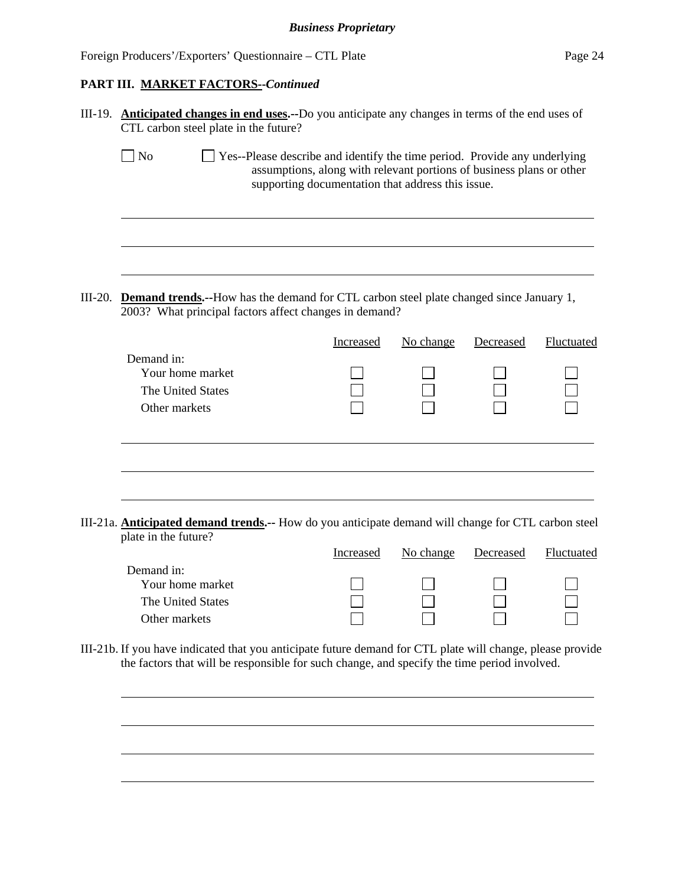**PART III. MARKET FACTORS--*Continued***

III-19. **Anticipated changes in end uses.--**Do you anticipate any changes in terms of the end uses of CTL carbon steel plate in the future?

☐ No ☐ Yes--Please describe and identify the time period. Provide any underlying assumptions, along with relevant portions of business plans or other supporting documentation that address this issue.

\_\_\_\_\_\_\_\_\_\_\_\_\_\_\_\_\_\_\_\_\_\_\_\_\_\_\_\_\_\_\_\_\_\_\_\_\_\_\_\_\_\_\_\_\_\_\_\_\_\_\_\_\_\_\_\_\_\_\_\_\_\_\_\_\_\_\_\_\_\_\_\_\_\_\_\_\_\_

\_\_\_\_\_\_\_\_\_\_\_\_\_\_\_\_\_\_\_\_\_\_\_\_\_\_\_\_\_\_\_\_\_\_\_\_\_\_\_\_\_\_\_\_\_\_\_\_\_\_\_\_\_\_\_\_\_\_\_\_\_\_\_\_\_\_\_\_\_\_\_\_\_\_\_\_\_\_

\_\_\_\_\_\_\_\_\_\_\_\_\_\_\_\_\_\_\_\_\_\_\_\_\_\_\_\_\_\_\_\_\_\_\_\_\_\_\_\_\_\_\_\_\_\_\_\_\_\_\_\_\_\_\_\_\_\_\_\_\_\_\_\_\_\_\_\_\_\_\_\_\_\_\_\_\_\_

III-20. **Demand trends.--**How has the demand for CTL carbon steel plate changed since January 1, 2003? What principal factors affect changes in demand?

| Demand in: | Increased | No change | Decreased | Fluctuated |
|---|---|---|---|---|
| Your home market | ☐ | ☐ | ☐ | ☐ |
| The United States | ☐ | ☐ | ☐ | ☐ |
| Other markets | ☐ | ☐ | ☐ | ☐ |

\_\_\_\_\_\_\_\_\_\_\_\_\_\_\_\_\_\_\_\_\_\_\_\_\_\_\_\_\_\_\_\_\_\_\_\_\_\_\_\_\_\_\_\_\_\_\_\_\_\_\_\_\_\_\_\_\_\_\_\_\_\_\_\_\_\_\_\_\_\_\_\_\_\_\_\_\_\_

\_\_\_\_\_\_\_\_\_\_\_\_\_\_\_\_\_\_\_\_\_\_\_\_\_\_\_\_\_\_\_\_\_\_\_\_\_\_\_\_\_\_\_\_\_\_\_\_\_\_\_\_\_\_\_\_\_\_\_\_\_\_\_\_\_\_\_\_\_\_\_\_\_\_\_\_\_\_

\_\_\_\_\_\_\_\_\_\_\_\_\_\_\_\_\_\_\_\_\_\_\_\_\_\_\_\_\_\_\_\_\_\_\_\_\_\_\_\_\_\_\_\_\_\_\_\_\_\_\_\_\_\_\_\_\_\_\_\_\_\_\_\_\_\_\_\_\_\_\_\_\_\_\_\_\_\_

III-21a. **Anticipated demand trends.--** How do you anticipate demand will change for CTL carbon steel plate in the future?

| Demand in: | Increased | No change | Decreased | Fluctuated |
|---|---|---|---|---|
| Your home market | ☐ | ☐ | ☐ | ☐ |
| The United States | ☐ | ☐ | ☐ | ☐ |
| Other markets | ☐ | ☐ | ☐ | ☐ |

III-21b. If you have indicated that you anticipate future demand for CTL plate will change, please provide the factors that will be responsible for such change, and specify the time period involved.

\_\_\_\_\_\_\_\_\_\_\_\_\_\_\_\_\_\_\_\_\_\_\_\_\_\_\_\_\_\_\_\_\_\_\_\_\_\_\_\_\_\_\_\_\_\_\_\_\_\_\_\_\_\_\_\_\_\_\_\_\_\_\_\_\_\_\_\_\_\_\_\_\_\_\_\_\_\_

\_\_\_\_\_\_\_\_\_\_\_\_\_\_\_\_\_\_\_\_\_\_\_\_\_\_\_\_\_\_\_\_\_\_\_\_\_\_\_\_\_\_\_\_\_\_\_\_\_\_\_\_\_\_\_\_\_\_\_\_\_\_\_\_\_\_\_\_\_\_\_\_\_\_\_\_\_\_

\_\_\_\_\_\_\_\_\_\_\_\_\_\_\_\_\_\_\_\_\_\_\_\_\_\_\_\_\_\_\_\_\_\_\_\_\_\_\_\_\_\_\_\_\_\_\_\_\_\_\_\_\_\_\_\_\_\_\_\_\_\_\_\_\_\_\_\_\_\_\_\_\_\_\_\_\_\_

\_\_\_\_\_\_\_\_\_\_\_\_\_\_\_\_\_\_\_\_\_\_\_\_\_\_\_\_\_\_\_\_\_\_\_\_\_\_\_\_\_\_\_\_\_\_\_\_\_\_\_\_\_\_\_\_\_\_\_\_\_\_\_\_\_\_\_\_\_\_\_\_\_\_\_\_\_\_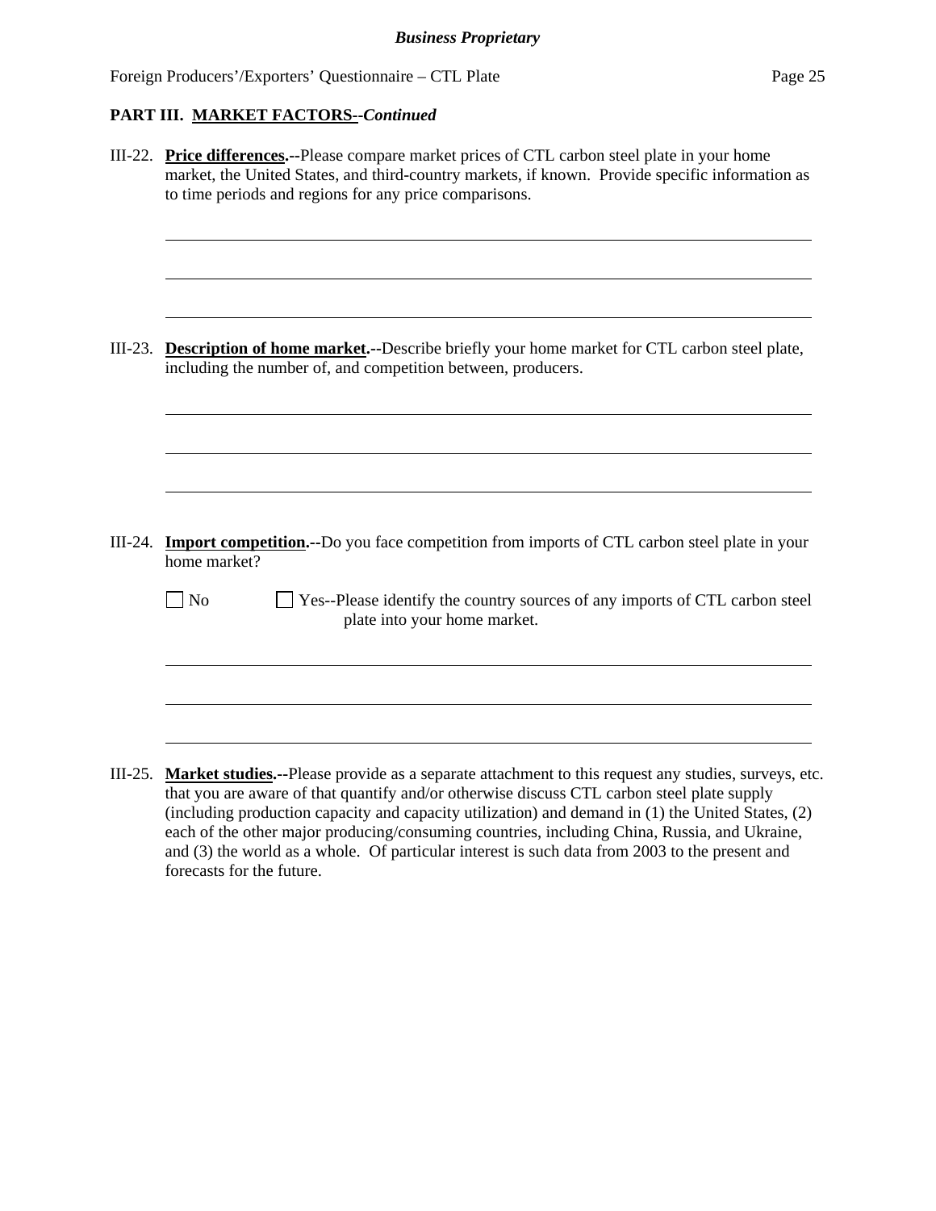## PART III. MARKET FACTORS--*Continued*

III-22. **Price differences.--**Please compare market prices of CTL carbon steel plate in your home market, the United States, and third-country markets, if known. Provide specific information as to time periods and regions for any price comparisons.

III-23. **Description of home market.--**Describe briefly your home market for CTL carbon steel plate, including the number of, and competition between, producers.

III-24. **Import competition.--**Do you face competition from imports of CTL carbon steel plate in your home market?

☐ No ☐ Yes--Please identify the country sources of any imports of CTL carbon steel plate into your home market.

III-25. **Market studies.--**Please provide as a separate attachment to this request any studies, surveys, etc. that you are aware of that quantify and/or otherwise discuss CTL carbon steel plate supply (including production capacity and capacity utilization) and demand in (1) the United States, (2) each of the other major producing/consuming countries, including China, Russia, and Ukraine, and (3) the world as a whole. Of particular interest is such data from 2003 to the present and forecasts for the future.